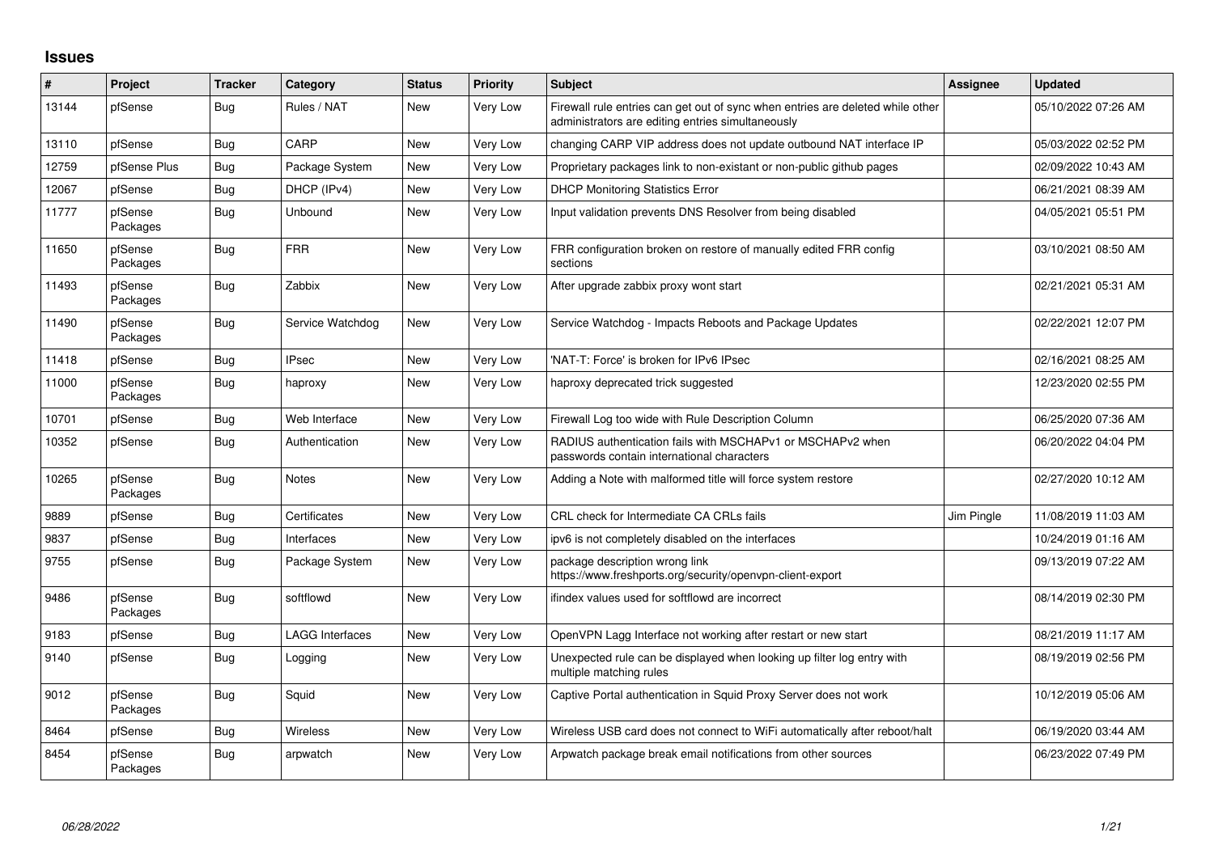# Issues

| # | Project | Tracker | Category | Status | Priority | Subject | Assignee | Updated |
|---|---|---|---|---|---|---|---|---|
| 13144 | pfSense | Bug | Rules / NAT | New | Very Low | Firewall rule entries can get out of sync when entries are deleted while other administrators are editing entries simultaneously | | 05/10/2022 07:26 AM |
| 13110 | pfSense | Bug | CARP | New | Very Low | changing CARP VIP address does not update outbound NAT interface IP | | 05/03/2022 02:52 PM |
| 12759 | pfSense Plus | Bug | Package System | New | Very Low | Proprietary packages link to non-existant or non-public github pages | | 02/09/2022 10:43 AM |
| 12067 | pfSense | Bug | DHCP (IPv4) | New | Very Low | DHCP Monitoring Statistics Error | | 06/21/2021 08:39 AM |
| 11777 | pfSense Packages | Bug | Unbound | New | Very Low | Input validation prevents DNS Resolver from being disabled | | 04/05/2021 05:51 PM |
| 11650 | pfSense Packages | Bug | FRR | New | Very Low | FRR configuration broken on restore of manually edited FRR config sections | | 03/10/2021 08:50 AM |
| 11493 | pfSense Packages | Bug | Zabbix | New | Very Low | After upgrade zabbix proxy wont start | | 02/21/2021 05:31 AM |
| 11490 | pfSense Packages | Bug | Service Watchdog | New | Very Low | Service Watchdog - Impacts Reboots and Package Updates | | 02/22/2021 12:07 PM |
| 11418 | pfSense | Bug | IPsec | New | Very Low | 'NAT-T: Force' is broken for IPv6 IPsec | | 02/16/2021 08:25 AM |
| 11000 | pfSense Packages | Bug | haproxy | New | Very Low | haproxy deprecated trick suggested | | 12/23/2020 02:55 PM |
| 10701 | pfSense | Bug | Web Interface | New | Very Low | Firewall Log too wide with Rule Description Column | | 06/25/2020 07:36 AM |
| 10352 | pfSense | Bug | Authentication | New | Very Low | RADIUS authentication fails with MSCHAPv1 or MSCHAPv2 when passwords contain international characters | | 06/20/2022 04:04 PM |
| 10265 | pfSense Packages | Bug | Notes | New | Very Low | Adding a Note with malformed title will force system restore | | 02/27/2020 10:12 AM |
| 9889 | pfSense | Bug | Certificates | New | Very Low | CRL check for Intermediate CA CRLs fails | Jim Pingle | 11/08/2019 11:03 AM |
| 9837 | pfSense | Bug | Interfaces | New | Very Low | ipv6 is not completely disabled on the interfaces | | 10/24/2019 01:16 AM |
| 9755 | pfSense | Bug | Package System | New | Very Low | package description wrong link https://www.freshports.org/security/openvpn-client-export | | 09/13/2019 07:22 AM |
| 9486 | pfSense Packages | Bug | softflowd | New | Very Low | ifindex values used for softflowd are incorrect | | 08/14/2019 02:30 PM |
| 9183 | pfSense | Bug | LAGG Interfaces | New | Very Low | OpenVPN Lagg Interface not working after restart or new start | | 08/21/2019 11:17 AM |
| 9140 | pfSense | Bug | Logging | New | Very Low | Unexpected rule can be displayed when looking up filter log entry with multiple matching rules | | 08/19/2019 02:56 PM |
| 9012 | pfSense Packages | Bug | Squid | New | Very Low | Captive Portal authentication in Squid Proxy Server does not work | | 10/12/2019 05:06 AM |
| 8464 | pfSense | Bug | Wireless | New | Very Low | Wireless USB card does not connect to WiFi automatically after reboot/halt | | 06/19/2020 03:44 AM |
| 8454 | pfSense Packages | Bug | arpwatch | New | Very Low | Arpwatch package break email notifications from other sources | | 06/23/2022 07:49 PM |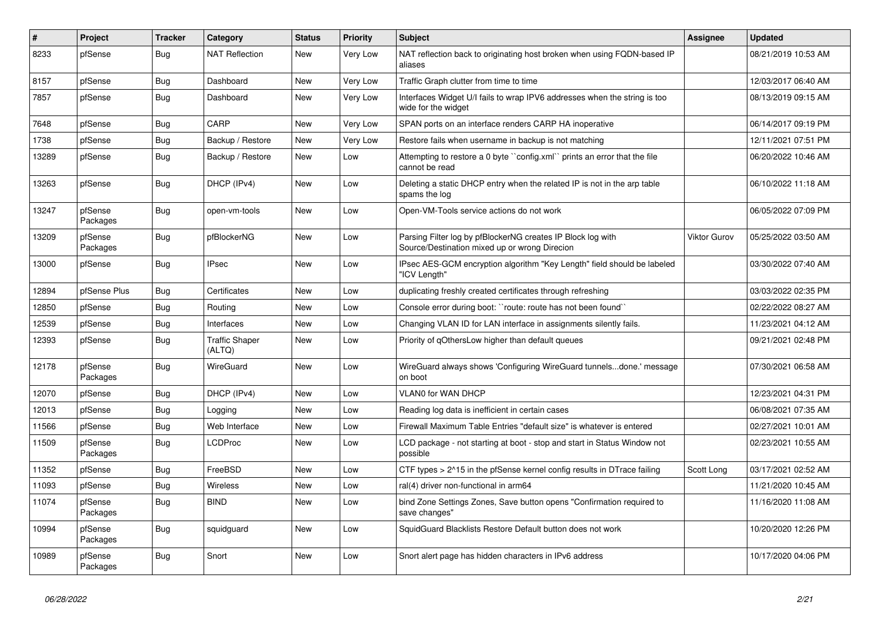| # | Project | Tracker | Category | Status | Priority | Subject | Assignee | Updated |
|---|---|---|---|---|---|---|---|---|
| 8233 | pfSense | Bug | NAT Reflection | New | Very Low | NAT reflection back to originating host broken when using FQDN-based IP aliases | | 08/21/2019 10:53 AM |
| 8157 | pfSense | Bug | Dashboard | New | Very Low | Traffic Graph clutter from time to time | | 12/03/2017 06:40 AM |
| 7857 | pfSense | Bug | Dashboard | New | Very Low | Interfaces Widget U/I fails to wrap IPV6 addresses when the string is too wide for the widget | | 08/13/2019 09:15 AM |
| 7648 | pfSense | Bug | CARP | New | Very Low | SPAN ports on an interface renders CARP HA inoperative | | 06/14/2017 09:19 PM |
| 1738 | pfSense | Bug | Backup / Restore | New | Very Low | Restore fails when username in backup is not matching | | 12/11/2021 07:51 PM |
| 13289 | pfSense | Bug | Backup / Restore | New | Low | Attempting to restore a 0 byte ``config.xml`` prints an error that the file cannot be read | | 06/20/2022 10:46 AM |
| 13263 | pfSense | Bug | DHCP (IPv4) | New | Low | Deleting a static DHCP entry when the related IP is not in the arp table spams the log | | 06/10/2022 11:18 AM |
| 13247 | pfSense Packages | Bug | open-vm-tools | New | Low | Open-VM-Tools service actions do not work | | 06/05/2022 07:09 PM |
| 13209 | pfSense Packages | Bug | pfBlockerNG | New | Low | Parsing Filter log by pfBlockerNG creates IP Block log with Source/Destination mixed up or wrong Direcion | Viktor Gurov | 05/25/2022 03:50 AM |
| 13000 | pfSense | Bug | IPsec | New | Low | IPsec AES-GCM encryption algorithm "Key Length" field should be labeled "ICV Length" | | 03/30/2022 07:40 AM |
| 12894 | pfSense Plus | Bug | Certificates | New | Low | duplicating freshly created certificates through refreshing | | 03/03/2022 02:35 PM |
| 12850 | pfSense | Bug | Routing | New | Low | Console error during boot: ``route: route has not been found`` | | 02/22/2022 08:27 AM |
| 12539 | pfSense | Bug | Interfaces | New | Low | Changing VLAN ID for LAN interface in assignments silently fails. | | 11/23/2021 04:12 AM |
| 12393 | pfSense | Bug | Traffic Shaper (ALTQ) | New | Low | Priority of qOthersLow higher than default queues | | 09/21/2021 02:48 PM |
| 12178 | pfSense Packages | Bug | WireGuard | New | Low | WireGuard always shows 'Configuring WireGuard tunnels...done.' message on boot | | 07/30/2021 06:58 AM |
| 12070 | pfSense | Bug | DHCP (IPv4) | New | Low | VLAN0 for WAN DHCP | | 12/23/2021 04:31 PM |
| 12013 | pfSense | Bug | Logging | New | Low | Reading log data is inefficient in certain cases | | 06/08/2021 07:35 AM |
| 11566 | pfSense | Bug | Web Interface | New | Low | Firewall Maximum Table Entries "default size" is whatever is entered | | 02/27/2021 10:01 AM |
| 11509 | pfSense Packages | Bug | LCDProc | New | Low | LCD package - not starting at boot - stop and start in Status Window not possible | | 02/23/2021 10:55 AM |
| 11352 | pfSense | Bug | FreeBSD | New | Low | CTF types > 2^15 in the pfSense kernel config results in DTrace failing | Scott Long | 03/17/2021 02:52 AM |
| 11093 | pfSense | Bug | Wireless | New | Low | ral(4) driver non-functional in arm64 | | 11/21/2020 10:45 AM |
| 11074 | pfSense Packages | Bug | BIND | New | Low | bind Zone Settings Zones, Save button opens "Confirmation required to save changes" | | 11/16/2020 11:08 AM |
| 10994 | pfSense Packages | Bug | squidguard | New | Low | SquidGuard Blacklists Restore Default button does not work | | 10/20/2020 12:26 PM |
| 10989 | pfSense Packages | Bug | Snort | New | Low | Snort alert page has hidden characters in IPv6 address | | 10/17/2020 04:06 PM |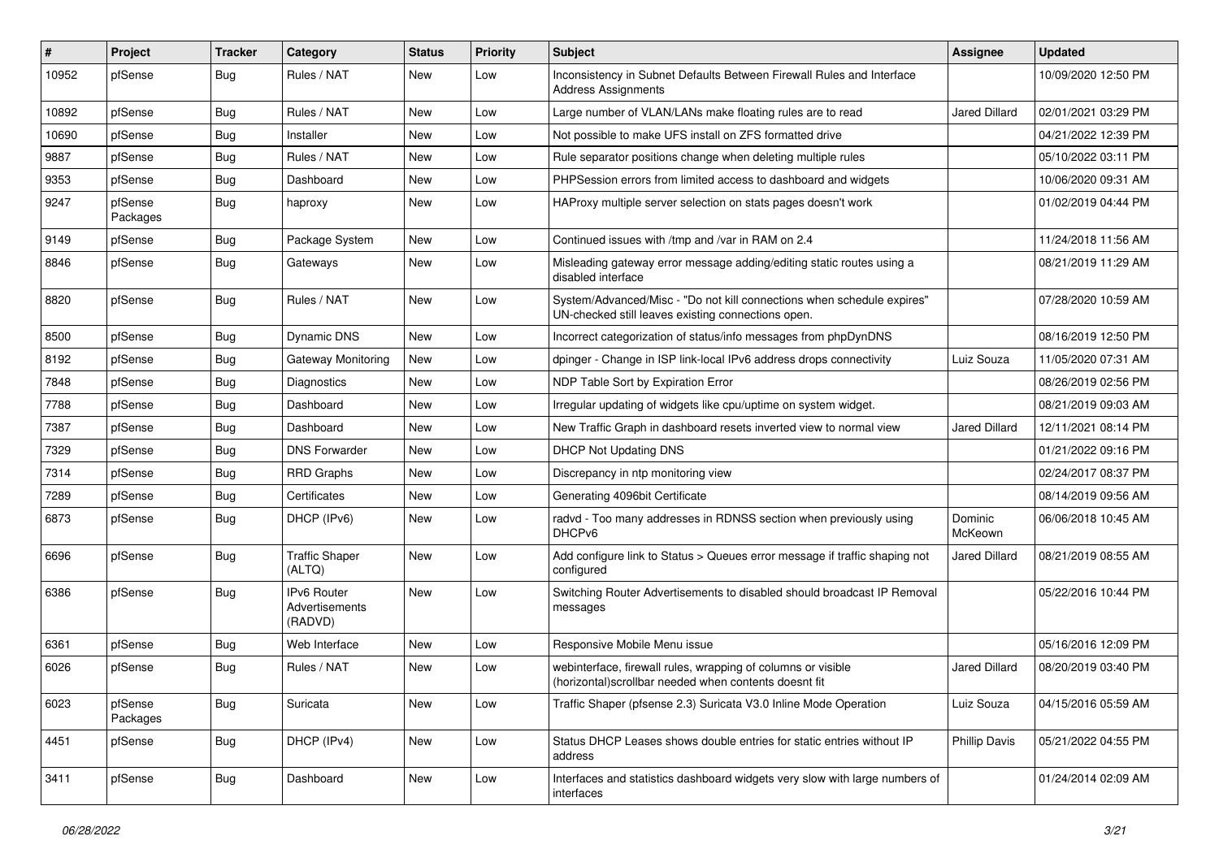| # | Project | Tracker | Category | Status | Priority | Subject | Assignee | Updated |
| --- | --- | --- | --- | --- | --- | --- | --- | --- |
| 10952 | pfSense | Bug | Rules / NAT | New | Low | Inconsistency in Subnet Defaults Between Firewall Rules and Interface Address Assignments | | 10/09/2020 12:50 PM |
| 10892 | pfSense | Bug | Rules / NAT | New | Low | Large number of VLAN/LANs make floating rules are to read | Jared Dillard | 02/01/2021 03:29 PM |
| 10690 | pfSense | Bug | Installer | New | Low | Not possible to make UFS install on ZFS formatted drive | | 04/21/2022 12:39 PM |
| 9887 | pfSense | Bug | Rules / NAT | New | Low | Rule separator positions change when deleting multiple rules | | 05/10/2022 03:11 PM |
| 9353 | pfSense | Bug | Dashboard | New | Low | PHPSession errors from limited access to dashboard and widgets | | 10/06/2020 09:31 AM |
| 9247 | pfSense Packages | Bug | haproxy | New | Low | HAProxy multiple server selection on stats pages doesn't work | | 01/02/2019 04:44 PM |
| 9149 | pfSense | Bug | Package System | New | Low | Continued issues with /tmp and /var in RAM on 2.4 | | 11/24/2018 11:56 AM |
| 8846 | pfSense | Bug | Gateways | New | Low | Misleading gateway error message adding/editing static routes using a disabled interface | | 08/21/2019 11:29 AM |
| 8820 | pfSense | Bug | Rules / NAT | New | Low | System/Advanced/Misc - "Do not kill connections when schedule expires" UN-checked still leaves existing connections open. | | 07/28/2020 10:59 AM |
| 8500 | pfSense | Bug | Dynamic DNS | New | Low | Incorrect categorization of status/info messages from phpDynDNS | | 08/16/2019 12:50 PM |
| 8192 | pfSense | Bug | Gateway Monitoring | New | Low | dpinger - Change in ISP link-local IPv6 address drops connectivity | Luiz Souza | 11/05/2020 07:31 AM |
| 7848 | pfSense | Bug | Diagnostics | New | Low | NDP Table Sort by Expiration Error | | 08/26/2019 02:56 PM |
| 7788 | pfSense | Bug | Dashboard | New | Low | Irregular updating of widgets like cpu/uptime on system widget. | | 08/21/2019 09:03 AM |
| 7387 | pfSense | Bug | Dashboard | New | Low | New Traffic Graph in dashboard resets inverted view to normal view | Jared Dillard | 12/11/2021 08:14 PM |
| 7329 | pfSense | Bug | DNS Forwarder | New | Low | DHCP Not Updating DNS | | 01/21/2022 09:16 PM |
| 7314 | pfSense | Bug | RRD Graphs | New | Low | Discrepancy in ntp monitoring view | | 02/24/2017 08:37 PM |
| 7289 | pfSense | Bug | Certificates | New | Low | Generating 4096bit Certificate | | 08/14/2019 09:56 AM |
| 6873 | pfSense | Bug | DHCP (IPv6) | New | Low | radvd - Too many addresses in RDNSS section when previously using DHCPv6 | Dominic McKeown | 06/06/2018 10:45 AM |
| 6696 | pfSense | Bug | Traffic Shaper (ALTQ) | New | Low | Add configure link to Status > Queues error message if traffic shaping not configured | Jared Dillard | 08/21/2019 08:55 AM |
| 6386 | pfSense | Bug | IPv6 Router Advertisements (RADVD) | New | Low | Switching Router Advertisements to disabled should broadcast IP Removal messages | | 05/22/2016 10:44 PM |
| 6361 | pfSense | Bug | Web Interface | New | Low | Responsive Mobile Menu issue | | 05/16/2016 12:09 PM |
| 6026 | pfSense | Bug | Rules / NAT | New | Low | webinterface, firewall rules, wrapping of columns or visible (horizontal)scrollbar needed when contents doesnt fit | Jared Dillard | 08/20/2019 03:40 PM |
| 6023 | pfSense Packages | Bug | Suricata | New | Low | Traffic Shaper (pfsense 2.3) Suricata V3.0 Inline Mode Operation | Luiz Souza | 04/15/2016 05:59 AM |
| 4451 | pfSense | Bug | DHCP (IPv4) | New | Low | Status DHCP Leases shows double entries for static entries without IP address | Phillip Davis | 05/21/2022 04:55 PM |
| 3411 | pfSense | Bug | Dashboard | New | Low | Interfaces and statistics dashboard widgets very slow with large numbers of interfaces | | 01/24/2014 02:09 AM |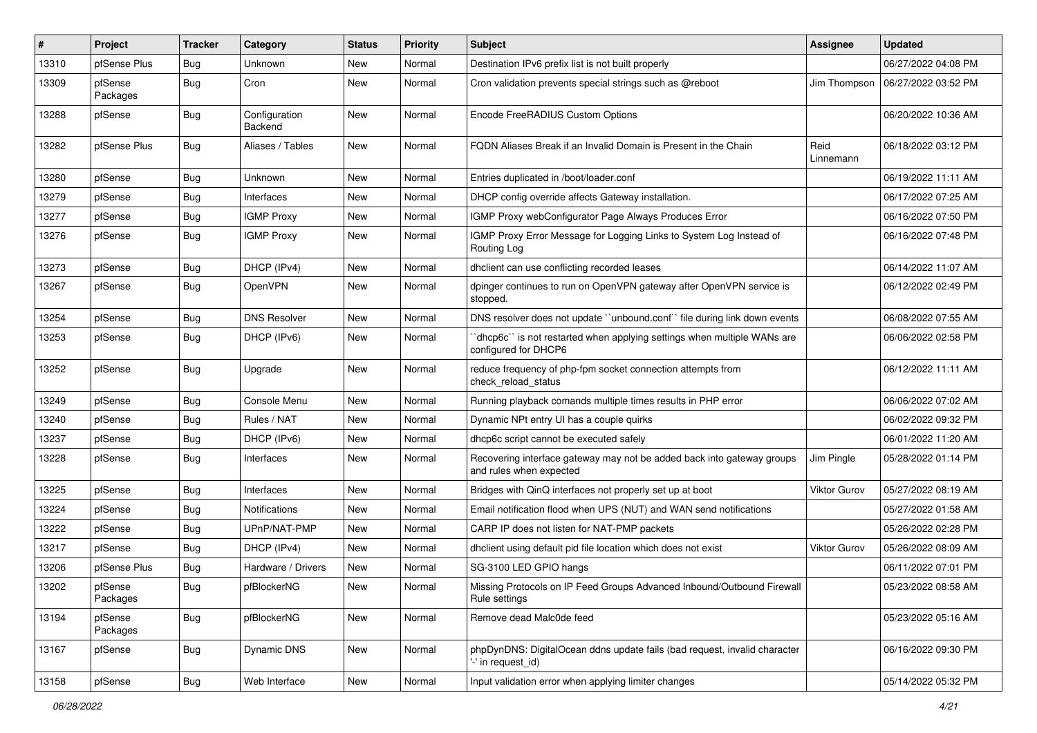| # | Project | Tracker | Category | Status | Priority | Subject | Assignee | Updated |
|---|---|---|---|---|---|---|---|---|
| 13310 | pfSense Plus | Bug | Unknown | New | Normal | Destination IPv6 prefix list is not built properly | | 06/27/2022 04:08 PM |
| 13309 | pfSense Packages | Bug | Cron | New | Normal | Cron validation prevents special strings such as @reboot | Jim Thompson | 06/27/2022 03:52 PM |
| 13288 | pfSense | Bug | Configuration Backend | New | Normal | Encode FreeRADIUS Custom Options | | 06/20/2022 10:36 AM |
| 13282 | pfSense Plus | Bug | Aliases / Tables | New | Normal | FQDN Aliases Break if an Invalid Domain is Present in the Chain | Reid Linnemann | 06/18/2022 03:12 PM |
| 13280 | pfSense | Bug | Unknown | New | Normal | Entries duplicated in /boot/loader.conf | | 06/19/2022 11:11 AM |
| 13279 | pfSense | Bug | Interfaces | New | Normal | DHCP config override affects Gateway installation. | | 06/17/2022 07:25 AM |
| 13277 | pfSense | Bug | IGMP Proxy | New | Normal | IGMP Proxy webConfigurator Page Always Produces Error | | 06/16/2022 07:50 PM |
| 13276 | pfSense | Bug | IGMP Proxy | New | Normal | IGMP Proxy Error Message for Logging Links to System Log Instead of Routing Log | | 06/16/2022 07:48 PM |
| 13273 | pfSense | Bug | DHCP (IPv4) | New | Normal | dhclient can use conflicting recorded leases | | 06/14/2022 11:07 AM |
| 13267 | pfSense | Bug | OpenVPN | New | Normal | dpinger continues to run on OpenVPN gateway after OpenVPN service is stopped. | | 06/12/2022 02:49 PM |
| 13254 | pfSense | Bug | DNS Resolver | New | Normal | DNS resolver does not update ``unbound.conf`` file during link down events | | 06/08/2022 07:55 AM |
| 13253 | pfSense | Bug | DHCP (IPv6) | New | Normal | ``dhcp6c`` is not restarted when applying settings when multiple WANs are configured for DHCP6 | | 06/06/2022 02:58 PM |
| 13252 | pfSense | Bug | Upgrade | New | Normal | reduce frequency of php-fpm socket connection attempts from check_reload_status | | 06/12/2022 11:11 AM |
| 13249 | pfSense | Bug | Console Menu | New | Normal | Running playback comands multiple times results in PHP error | | 06/06/2022 07:02 AM |
| 13240 | pfSense | Bug | Rules / NAT | New | Normal | Dynamic NPt entry UI has a couple quirks | | 06/02/2022 09:32 PM |
| 13237 | pfSense | Bug | DHCP (IPv6) | New | Normal | dhcp6c script cannot be executed safely | | 06/01/2022 11:20 AM |
| 13228 | pfSense | Bug | Interfaces | New | Normal | Recovering interface gateway may not be added back into gateway groups and rules when expected | Jim Pingle | 05/28/2022 01:14 PM |
| 13225 | pfSense | Bug | Interfaces | New | Normal | Bridges with QinQ interfaces not properly set up at boot | Viktor Gurov | 05/27/2022 08:19 AM |
| 13224 | pfSense | Bug | Notifications | New | Normal | Email notification flood when UPS (NUT) and WAN send notifications | | 05/27/2022 01:58 AM |
| 13222 | pfSense | Bug | UPnP/NAT-PMP | New | Normal | CARP IP does not listen for NAT-PMP packets | | 05/26/2022 02:28 PM |
| 13217 | pfSense | Bug | DHCP (IPv4) | New | Normal | dhclient using default pid file location which does not exist | Viktor Gurov | 05/26/2022 08:09 AM |
| 13206 | pfSense Plus | Bug | Hardware / Drivers | New | Normal | SG-3100 LED GPIO hangs | | 06/11/2022 07:01 PM |
| 13202 | pfSense Packages | Bug | pfBlockerNG | New | Normal | Missing Protocols on IP Feed Groups Advanced Inbound/Outbound Firewall Rule settings | | 05/23/2022 08:58 AM |
| 13194 | pfSense Packages | Bug | pfBlockerNG | New | Normal | Remove dead Malc0de feed | | 05/23/2022 05:16 AM |
| 13167 | pfSense | Bug | Dynamic DNS | New | Normal | phpDynDNS: DigitalOcean ddns update fails (bad request, invalid character '-' in request_id) | | 06/16/2022 09:30 PM |
| 13158 | pfSense | Bug | Web Interface | New | Normal | Input validation error when applying limiter changes | | 05/14/2022 05:32 PM |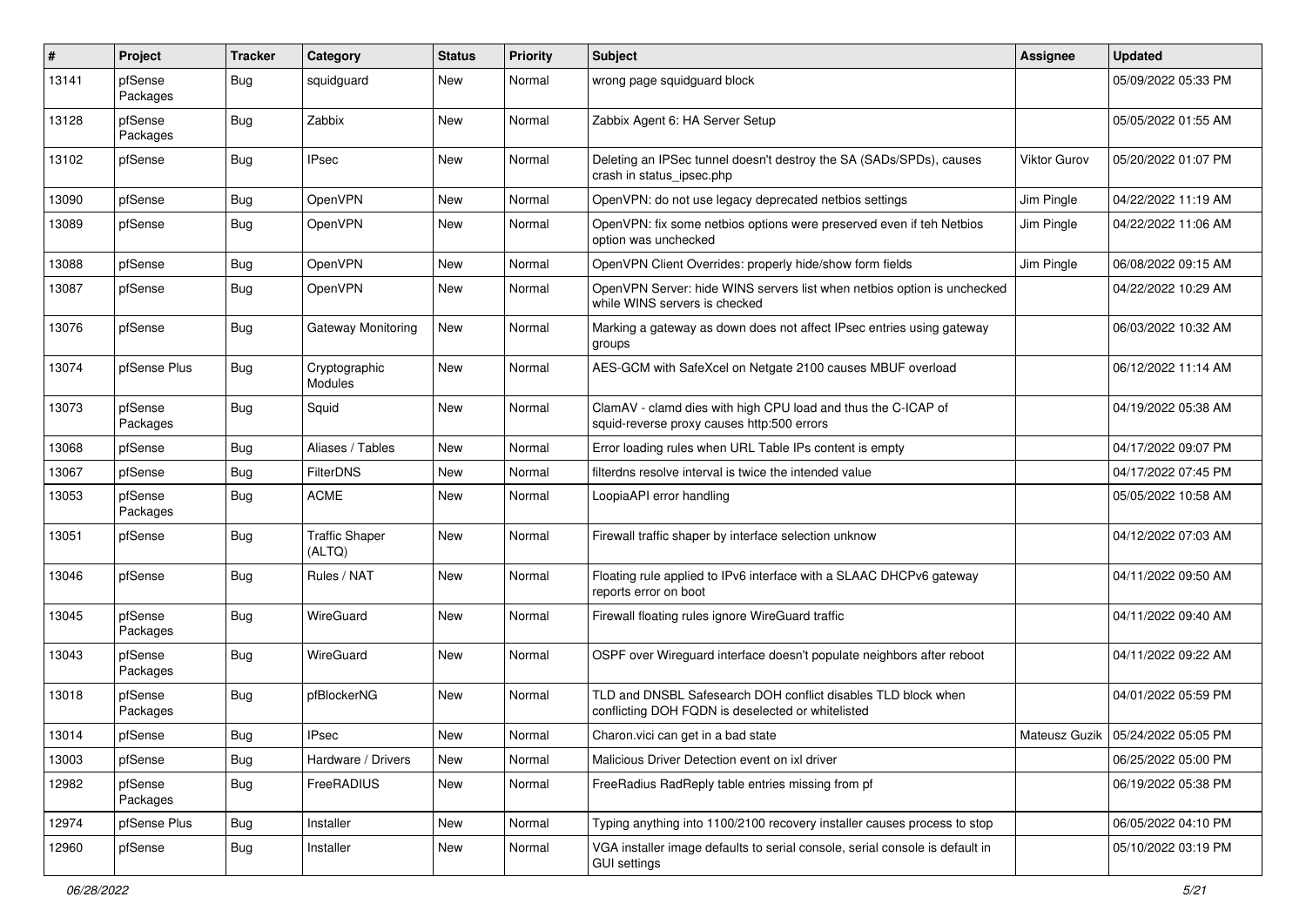| # | Project | Tracker | Category | Status | Priority | Subject | Assignee | Updated |
| --- | --- | --- | --- | --- | --- | --- | --- | --- |
| 13141 | pfSense Packages | Bug | squidguard | New | Normal | wrong page squidguard block | | 05/09/2022 05:33 PM |
| 13128 | pfSense Packages | Bug | Zabbix | New | Normal | Zabbix Agent 6: HA Server Setup | | 05/05/2022 01:55 AM |
| 13102 | pfSense | Bug | IPsec | New | Normal | Deleting an IPSec tunnel doesn't destroy the SA (SADs/SPDs), causes crash in status_ipsec.php | Viktor Gurov | 05/20/2022 01:07 PM |
| 13090 | pfSense | Bug | OpenVPN | New | Normal | OpenVPN: do not use legacy deprecated netbios settings | Jim Pingle | 04/22/2022 11:19 AM |
| 13089 | pfSense | Bug | OpenVPN | New | Normal | OpenVPN: fix some netbios options were preserved even if teh Netbios option was unchecked | Jim Pingle | 04/22/2022 11:06 AM |
| 13088 | pfSense | Bug | OpenVPN | New | Normal | OpenVPN Client Overrides: properly hide/show form fields | Jim Pingle | 06/08/2022 09:15 AM |
| 13087 | pfSense | Bug | OpenVPN | New | Normal | OpenVPN Server: hide WINS servers list when netbios option is unchecked while WINS servers is checked | | 04/22/2022 10:29 AM |
| 13076 | pfSense | Bug | Gateway Monitoring | New | Normal | Marking a gateway as down does not affect IPsec entries using gateway groups | | 06/03/2022 10:32 AM |
| 13074 | pfSense Plus | Bug | Cryptographic Modules | New | Normal | AES-GCM with SafeXcel on Netgate 2100 causes MBUF overload | | 06/12/2022 11:14 AM |
| 13073 | pfSense Packages | Bug | Squid | New | Normal | ClamAV - clamd dies with high CPU load and thus the C-ICAP of squid-reverse proxy causes http:500 errors | | 04/19/2022 05:38 AM |
| 13068 | pfSense | Bug | Aliases / Tables | New | Normal | Error loading rules when URL Table IPs content is empty | | 04/17/2022 09:07 PM |
| 13067 | pfSense | Bug | FilterDNS | New | Normal | filterdns resolve interval is twice the intended value | | 04/17/2022 07:45 PM |
| 13053 | pfSense Packages | Bug | ACME | New | Normal | LoopiaAPI error handling | | 05/05/2022 10:58 AM |
| 13051 | pfSense | Bug | Traffic Shaper (ALTQ) | New | Normal | Firewall traffic shaper by interface selection unknow | | 04/12/2022 07:03 AM |
| 13046 | pfSense | Bug | Rules / NAT | New | Normal | Floating rule applied to IPv6 interface with a SLAAC DHCPv6 gateway reports error on boot | | 04/11/2022 09:50 AM |
| 13045 | pfSense Packages | Bug | WireGuard | New | Normal | Firewall floating rules ignore WireGuard traffic | | 04/11/2022 09:40 AM |
| 13043 | pfSense Packages | Bug | WireGuard | New | Normal | OSPF over Wireguard interface doesn't populate neighbors after reboot | | 04/11/2022 09:22 AM |
| 13018 | pfSense Packages | Bug | pfBlockerNG | New | Normal | TLD and DNSBL Safesearch DOH conflict disables TLD block when conflicting DOH FQDN is deselected or whitelisted | | 04/01/2022 05:59 PM |
| 13014 | pfSense | Bug | IPsec | New | Normal | Charon.vici can get in a bad state | Mateusz Guzik | 05/24/2022 05:05 PM |
| 13003 | pfSense | Bug | Hardware / Drivers | New | Normal | Malicious Driver Detection event on ixl driver | | 06/25/2022 05:00 PM |
| 12982 | pfSense Packages | Bug | FreeRADIUS | New | Normal | FreeRadius RadReply table entries missing from pf | | 06/19/2022 05:38 PM |
| 12974 | pfSense Plus | Bug | Installer | New | Normal | Typing anything into 1100/2100 recovery installer causes process to stop | | 06/05/2022 04:10 PM |
| 12960 | pfSense | Bug | Installer | New | Normal | VGA installer image defaults to serial console, serial console is default in GUI settings | | 05/10/2022 03:19 PM |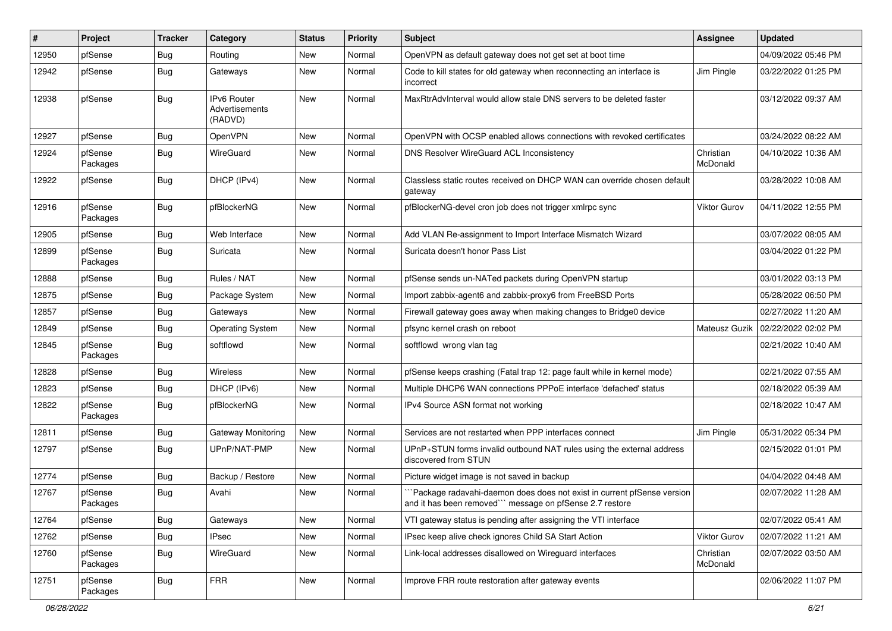| # | Project | Tracker | Category | Status | Priority | Subject | Assignee | Updated |
|---|---|---|---|---|---|---|---|---|
| 12950 | pfSense | Bug | Routing | New | Normal | OpenVPN as default gateway does not get set at boot time | | 04/09/2022 05:46 PM |
| 12942 | pfSense | Bug | Gateways | New | Normal | Code to kill states for old gateway when reconnecting an interface is incorrect | Jim Pingle | 03/22/2022 01:25 PM |
| 12938 | pfSense | Bug | IPv6 Router Advertisements (RADVD) | New | Normal | MaxRtrAdvInterval would allow stale DNS servers to be deleted faster | | 03/12/2022 09:37 AM |
| 12927 | pfSense | Bug | OpenVPN | New | Normal | OpenVPN with OCSP enabled allows connections with revoked certificates | | 03/24/2022 08:22 AM |
| 12924 | pfSense Packages | Bug | WireGuard | New | Normal | DNS Resolver WireGuard ACL Inconsistency | Christian McDonald | 04/10/2022 10:36 AM |
| 12922 | pfSense | Bug | DHCP (IPv4) | New | Normal | Classless static routes received on DHCP WAN can override chosen default gateway | | 03/28/2022 10:08 AM |
| 12916 | pfSense Packages | Bug | pfBlockerNG | New | Normal | pfBlockerNG-devel cron job does not trigger xmlrpc sync | Viktor Gurov | 04/11/2022 12:55 PM |
| 12905 | pfSense | Bug | Web Interface | New | Normal | Add VLAN Re-assignment to Import Interface Mismatch Wizard | | 03/07/2022 08:05 AM |
| 12899 | pfSense Packages | Bug | Suricata | New | Normal | Suricata doesn't honor Pass List | | 03/04/2022 01:22 PM |
| 12888 | pfSense | Bug | Rules / NAT | New | Normal | pfSense sends un-NATed packets during OpenVPN startup | | 03/01/2022 03:13 PM |
| 12875 | pfSense | Bug | Package System | New | Normal | Import zabbix-agent6 and zabbix-proxy6 from FreeBSD Ports | | 05/28/2022 06:50 PM |
| 12857 | pfSense | Bug | Gateways | New | Normal | Firewall gateway goes away when making changes to Bridge0 device | | 02/27/2022 11:20 AM |
| 12849 | pfSense | Bug | Operating System | New | Normal | pfsync kernel crash on reboot | Mateusz Guzik | 02/22/2022 02:02 PM |
| 12845 | pfSense Packages | Bug | softflowd | New | Normal | softflowd wrong vlan tag | | 02/21/2022 10:40 AM |
| 12828 | pfSense | Bug | Wireless | New | Normal | pfSense keeps crashing (Fatal trap 12: page fault while in kernel mode) | | 02/21/2022 07:55 AM |
| 12823 | pfSense | Bug | DHCP (IPv6) | New | Normal | Multiple DHCP6 WAN connections PPPoE interface 'defached' status | | 02/18/2022 05:39 AM |
| 12822 | pfSense Packages | Bug | pfBlockerNG | New | Normal | IPv4 Source ASN format not working | | 02/18/2022 10:47 AM |
| 12811 | pfSense | Bug | Gateway Monitoring | New | Normal | Services are not restarted when PPP interfaces connect | Jim Pingle | 05/31/2022 05:34 PM |
| 12797 | pfSense | Bug | UPnP/NAT-PMP | New | Normal | UPnP+STUN forms invalid outbound NAT rules using the external address discovered from STUN | | 02/15/2022 01:01 PM |
| 12774 | pfSense | Bug | Backup / Restore | New | Normal | Picture widget image is not saved in backup | | 04/04/2022 04:48 AM |
| 12767 | pfSense Packages | Bug | Avahi | New | Normal | ```Package radavahi-daemon does does not exist in current pfSense version and it has been removed``` message on pfSense 2.7 restore | | 02/07/2022 11:28 AM |
| 12764 | pfSense | Bug | Gateways | New | Normal | VTI gateway status is pending after assigning the VTI interface | | 02/07/2022 05:41 AM |
| 12762 | pfSense | Bug | IPsec | New | Normal | IPsec keep alive check ignores Child SA Start Action | Viktor Gurov | 02/07/2022 11:21 AM |
| 12760 | pfSense Packages | Bug | WireGuard | New | Normal | Link-local addresses disallowed on Wireguard interfaces | Christian McDonald | 02/07/2022 03:50 AM |
| 12751 | pfSense Packages | Bug | FRR | New | Normal | Improve FRR route restoration after gateway events | | 02/06/2022 11:07 PM |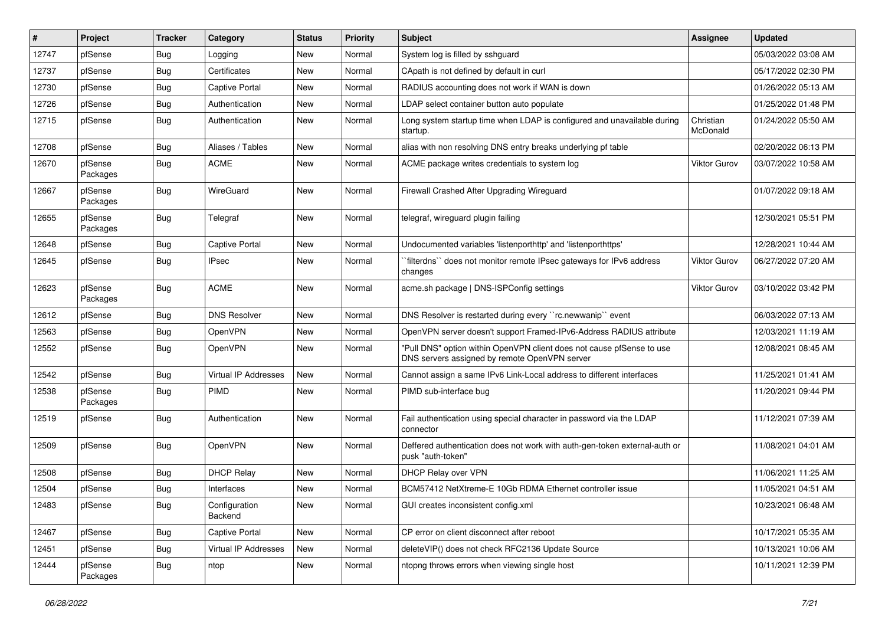| # | Project | Tracker | Category | Status | Priority | Subject | Assignee | Updated |
|---|---|---|---|---|---|---|---|---|
| 12747 | pfSense | Bug | Logging | New | Normal | System log is filled by sshguard | | 05/03/2022 03:08 AM |
| 12737 | pfSense | Bug | Certificates | New | Normal | CApath is not defined by default in curl | | 05/17/2022 02:30 PM |
| 12730 | pfSense | Bug | Captive Portal | New | Normal | RADIUS accounting does not work if WAN is down | | 01/26/2022 05:13 AM |
| 12726 | pfSense | Bug | Authentication | New | Normal | LDAP select container button auto populate | | 01/25/2022 01:48 PM |
| 12715 | pfSense | Bug | Authentication | New | Normal | Long system startup time when LDAP is configured and unavailable during startup. | Christian McDonald | 01/24/2022 05:50 AM |
| 12708 | pfSense | Bug | Aliases / Tables | New | Normal | alias with non resolving DNS entry breaks underlying pf table | | 02/20/2022 06:13 PM |
| 12670 | pfSense Packages | Bug | ACME | New | Normal | ACME package writes credentials to system log | Viktor Gurov | 03/07/2022 10:58 AM |
| 12667 | pfSense Packages | Bug | WireGuard | New | Normal | Firewall Crashed After Upgrading Wireguard | | 01/07/2022 09:18 AM |
| 12655 | pfSense Packages | Bug | Telegraf | New | Normal | telegraf, wireguard plugin failing | | 12/30/2021 05:51 PM |
| 12648 | pfSense | Bug | Captive Portal | New | Normal | Undocumented variables 'listenporthttp' and 'listenporthttps' | | 12/28/2021 10:44 AM |
| 12645 | pfSense | Bug | IPsec | New | Normal | ``filterdns`` does not monitor remote IPsec gateways for IPv6 address changes | Viktor Gurov | 06/27/2022 07:20 AM |
| 12623 | pfSense Packages | Bug | ACME | New | Normal | acme.sh package \| DNS-ISPConfig settings | Viktor Gurov | 03/10/2022 03:42 PM |
| 12612 | pfSense | Bug | DNS Resolver | New | Normal | DNS Resolver is restarted during every ``rc.newwanip`` event | | 06/03/2022 07:13 AM |
| 12563 | pfSense | Bug | OpenVPN | New | Normal | OpenVPN server doesn't support Framed-IPv6-Address RADIUS attribute | | 12/03/2021 11:19 AM |
| 12552 | pfSense | Bug | OpenVPN | New | Normal | "Pull DNS" option within OpenVPN client does not cause pfSense to use DNS servers assigned by remote OpenVPN server | | 12/08/2021 08:45 AM |
| 12542 | pfSense | Bug | Virtual IP Addresses | New | Normal | Cannot assign a same IPv6 Link-Local address to different interfaces | | 11/25/2021 01:41 AM |
| 12538 | pfSense Packages | Bug | PIMD | New | Normal | PIMD sub-interface bug | | 11/20/2021 09:44 PM |
| 12519 | pfSense | Bug | Authentication | New | Normal | Fail authentication using special character in password via the LDAP connector | | 11/12/2021 07:39 AM |
| 12509 | pfSense | Bug | OpenVPN | New | Normal | Deffered authentication does not work with auth-gen-token external-auth or pusk "auth-token" | | 11/08/2021 04:01 AM |
| 12508 | pfSense | Bug | DHCP Relay | New | Normal | DHCP Relay over VPN | | 11/06/2021 11:25 AM |
| 12504 | pfSense | Bug | Interfaces | New | Normal | BCM57412 NetXtreme-E 10Gb RDMA Ethernet controller issue | | 11/05/2021 04:51 AM |
| 12483 | pfSense | Bug | Configuration Backend | New | Normal | GUI creates inconsistent config.xml | | 10/23/2021 06:48 AM |
| 12467 | pfSense | Bug | Captive Portal | New | Normal | CP error on client disconnect after reboot | | 10/17/2021 05:35 AM |
| 12451 | pfSense | Bug | Virtual IP Addresses | New | Normal | deleteVIP() does not check RFC2136 Update Source | | 10/13/2021 10:06 AM |
| 12444 | pfSense Packages | Bug | ntop | New | Normal | ntopng throws errors when viewing single host | | 10/11/2021 12:39 PM |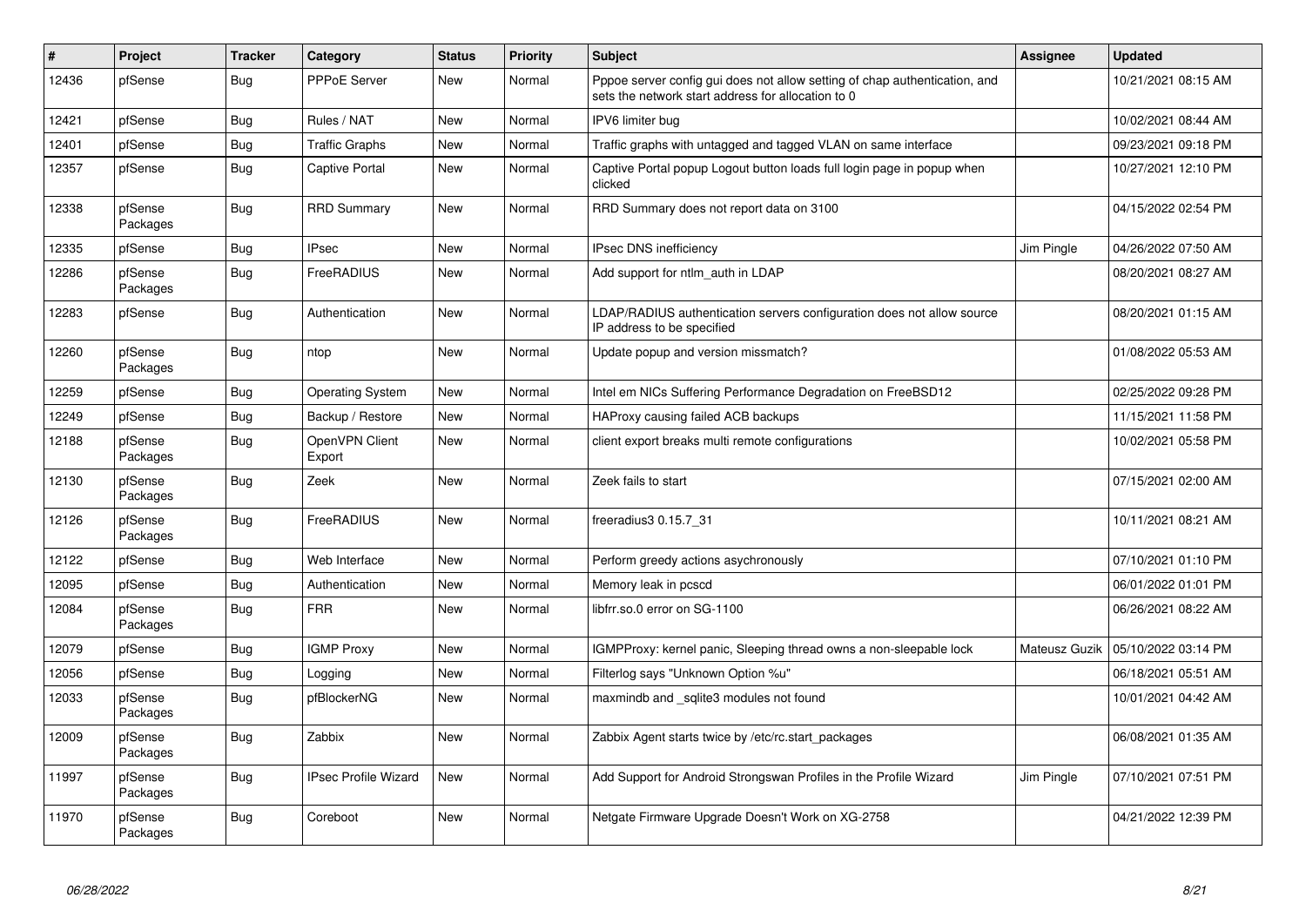| # | Project | Tracker | Category | Status | Priority | Subject | Assignee | Updated |
|---|---|---|---|---|---|---|---|---|
| 12436 | pfSense | Bug | PPPoE Server | New | Normal | Pppoe server config gui does not allow setting of chap authentication, and sets the network start address for allocation to 0 | | 10/21/2021 08:15 AM |
| 12421 | pfSense | Bug | Rules / NAT | New | Normal | IPV6 limiter bug | | 10/02/2021 08:44 AM |
| 12401 | pfSense | Bug | Traffic Graphs | New | Normal | Traffic graphs with untagged and tagged VLAN on same interface | | 09/23/2021 09:18 PM |
| 12357 | pfSense | Bug | Captive Portal | New | Normal | Captive Portal popup Logout button loads full login page in popup when clicked | | 10/27/2021 12:10 PM |
| 12338 | pfSense Packages | Bug | RRD Summary | New | Normal | RRD Summary does not report data on 3100 | | 04/15/2022 02:54 PM |
| 12335 | pfSense | Bug | IPsec | New | Normal | IPsec DNS inefficiency | Jim Pingle | 04/26/2022 07:50 AM |
| 12286 | pfSense Packages | Bug | FreeRADIUS | New | Normal | Add support for ntlm_auth in LDAP | | 08/20/2021 08:27 AM |
| 12283 | pfSense | Bug | Authentication | New | Normal | LDAP/RADIUS authentication servers configuration does not allow source IP address to be specified | | 08/20/2021 01:15 AM |
| 12260 | pfSense Packages | Bug | ntop | New | Normal | Update popup and version missmatch? | | 01/08/2022 05:53 AM |
| 12259 | pfSense | Bug | Operating System | New | Normal | Intel em NICs Suffering Performance Degradation on FreeBSD12 | | 02/25/2022 09:28 PM |
| 12249 | pfSense | Bug | Backup / Restore | New | Normal | HAProxy causing failed ACB backups | | 11/15/2021 11:58 PM |
| 12188 | pfSense Packages | Bug | OpenVPN Client Export | New | Normal | client export breaks multi remote configurations | | 10/02/2021 05:58 PM |
| 12130 | pfSense Packages | Bug | Zeek | New | Normal | Zeek fails to start | | 07/15/2021 02:00 AM |
| 12126 | pfSense Packages | Bug | FreeRADIUS | New | Normal | freeradius3 0.15.7_31 | | 10/11/2021 08:21 AM |
| 12122 | pfSense | Bug | Web Interface | New | Normal | Perform greedy actions asychronously | | 07/10/2021 01:10 PM |
| 12095 | pfSense | Bug | Authentication | New | Normal | Memory leak in pcscd | | 06/01/2022 01:01 PM |
| 12084 | pfSense Packages | Bug | FRR | New | Normal | libfrr.so.0 error on SG-1100 | | 06/26/2021 08:22 AM |
| 12079 | pfSense | Bug | IGMP Proxy | New | Normal | IGMPProxy: kernel panic, Sleeping thread owns a non-sleepable lock | Mateusz Guzik | 05/10/2022 03:14 PM |
| 12056 | pfSense | Bug | Logging | New | Normal | Filterlog says "Unknown Option %u" | | 06/18/2021 05:51 AM |
| 12033 | pfSense Packages | Bug | pfBlockerNG | New | Normal | maxmindb and _sqlite3 modules not found | | 10/01/2021 04:42 AM |
| 12009 | pfSense Packages | Bug | Zabbix | New | Normal | Zabbix Agent starts twice by /etc/rc.start_packages | | 06/08/2021 01:35 AM |
| 11997 | pfSense Packages | Bug | IPsec Profile Wizard | New | Normal | Add Support for Android Strongswan Profiles in the Profile Wizard | Jim Pingle | 07/10/2021 07:51 PM |
| 11970 | pfSense Packages | Bug | Coreboot | New | Normal | Netgate Firmware Upgrade Doesn't Work on XG-2758 | | 04/21/2022 12:39 PM |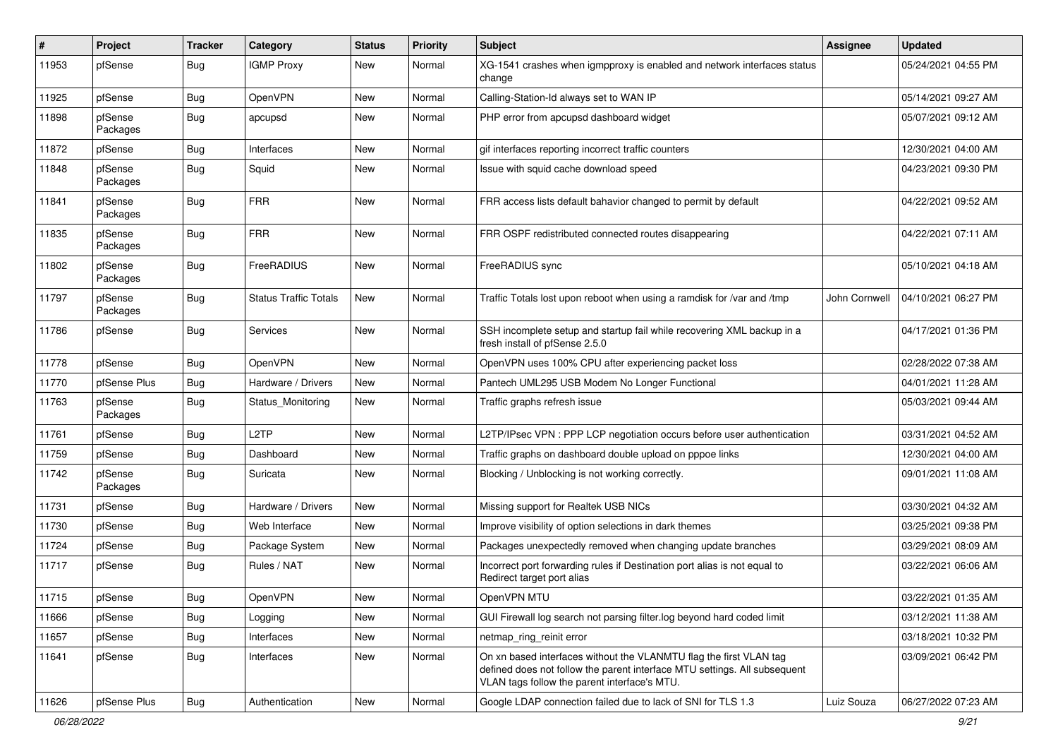| # | Project | Tracker | Category | Status | Priority | Subject | Assignee | Updated |
| --- | --- | --- | --- | --- | --- | --- | --- | --- |
| 11953 | pfSense | Bug | IGMP Proxy | New | Normal | XG-1541 crashes when igmpproxy is enabled and network interfaces status change | | 05/24/2021 04:55 PM |
| 11925 | pfSense | Bug | OpenVPN | New | Normal | Calling-Station-Id always set to WAN IP | | 05/14/2021 09:27 AM |
| 11898 | pfSense Packages | Bug | apcupsd | New | Normal | PHP error from apcupsd dashboard widget | | 05/07/2021 09:12 AM |
| 11872 | pfSense | Bug | Interfaces | New | Normal | gif interfaces reporting incorrect traffic counters | | 12/30/2021 04:00 AM |
| 11848 | pfSense Packages | Bug | Squid | New | Normal | Issue with squid cache download speed | | 04/23/2021 09:30 PM |
| 11841 | pfSense Packages | Bug | FRR | New | Normal | FRR access lists default bahavior changed to permit by default | | 04/22/2021 09:52 AM |
| 11835 | pfSense Packages | Bug | FRR | New | Normal | FRR OSPF redistributed connected routes disappearing | | 04/22/2021 07:11 AM |
| 11802 | pfSense Packages | Bug | FreeRADIUS | New | Normal | FreeRADIUS sync | | 05/10/2021 04:18 AM |
| 11797 | pfSense Packages | Bug | Status Traffic Totals | New | Normal | Traffic Totals lost upon reboot when using a ramdisk for /var and /tmp | John Cornwell | 04/10/2021 06:27 PM |
| 11786 | pfSense | Bug | Services | New | Normal | SSH incomplete setup and startup fail while recovering XML backup in a fresh install of pfSense 2.5.0 | | 04/17/2021 01:36 PM |
| 11778 | pfSense | Bug | OpenVPN | New | Normal | OpenVPN uses 100% CPU after experiencing packet loss | | 02/28/2022 07:38 AM |
| 11770 | pfSense Plus | Bug | Hardware / Drivers | New | Normal | Pantech UML295 USB Modem No Longer Functional | | 04/01/2021 11:28 AM |
| 11763 | pfSense Packages | Bug | Status_Monitoring | New | Normal | Traffic graphs refresh issue | | 05/03/2021 09:44 AM |
| 11761 | pfSense | Bug | L2TP | New | Normal | L2TP/IPsec VPN : PPP LCP negotiation occurs before user authentication | | 03/31/2021 04:52 AM |
| 11759 | pfSense | Bug | Dashboard | New | Normal | Traffic graphs on dashboard double upload on pppoe links | | 12/30/2021 04:00 AM |
| 11742 | pfSense Packages | Bug | Suricata | New | Normal | Blocking / Unblocking is not working correctly. | | 09/01/2021 11:08 AM |
| 11731 | pfSense | Bug | Hardware / Drivers | New | Normal | Missing support for Realtek USB NICs | | 03/30/2021 04:32 AM |
| 11730 | pfSense | Bug | Web Interface | New | Normal | Improve visibility of option selections in dark themes | | 03/25/2021 09:38 PM |
| 11724 | pfSense | Bug | Package System | New | Normal | Packages unexpectedly removed when changing update branches | | 03/29/2021 08:09 AM |
| 11717 | pfSense | Bug | Rules / NAT | New | Normal | Incorrect port forwarding rules if Destination port alias is not equal to Redirect target port alias | | 03/22/2021 06:06 AM |
| 11715 | pfSense | Bug | OpenVPN | New | Normal | OpenVPN MTU | | 03/22/2021 01:35 AM |
| 11666 | pfSense | Bug | Logging | New | Normal | GUI Firewall log search not parsing filter.log beyond hard coded limit | | 03/12/2021 11:38 AM |
| 11657 | pfSense | Bug | Interfaces | New | Normal | netmap_ring_reinit error | | 03/18/2021 10:32 PM |
| 11641 | pfSense | Bug | Interfaces | New | Normal | On xn based interfaces without the VLANMTU flag the first VLAN tag defined does not follow the parent interface MTU settings. All subsequent VLAN tags follow the parent interface's MTU. | | 03/09/2021 06:42 PM |
| 11626 | pfSense Plus | Bug | Authentication | New | Normal | Google LDAP connection failed due to lack of SNI for TLS 1.3 | Luiz Souza | 06/27/2022 07:23 AM |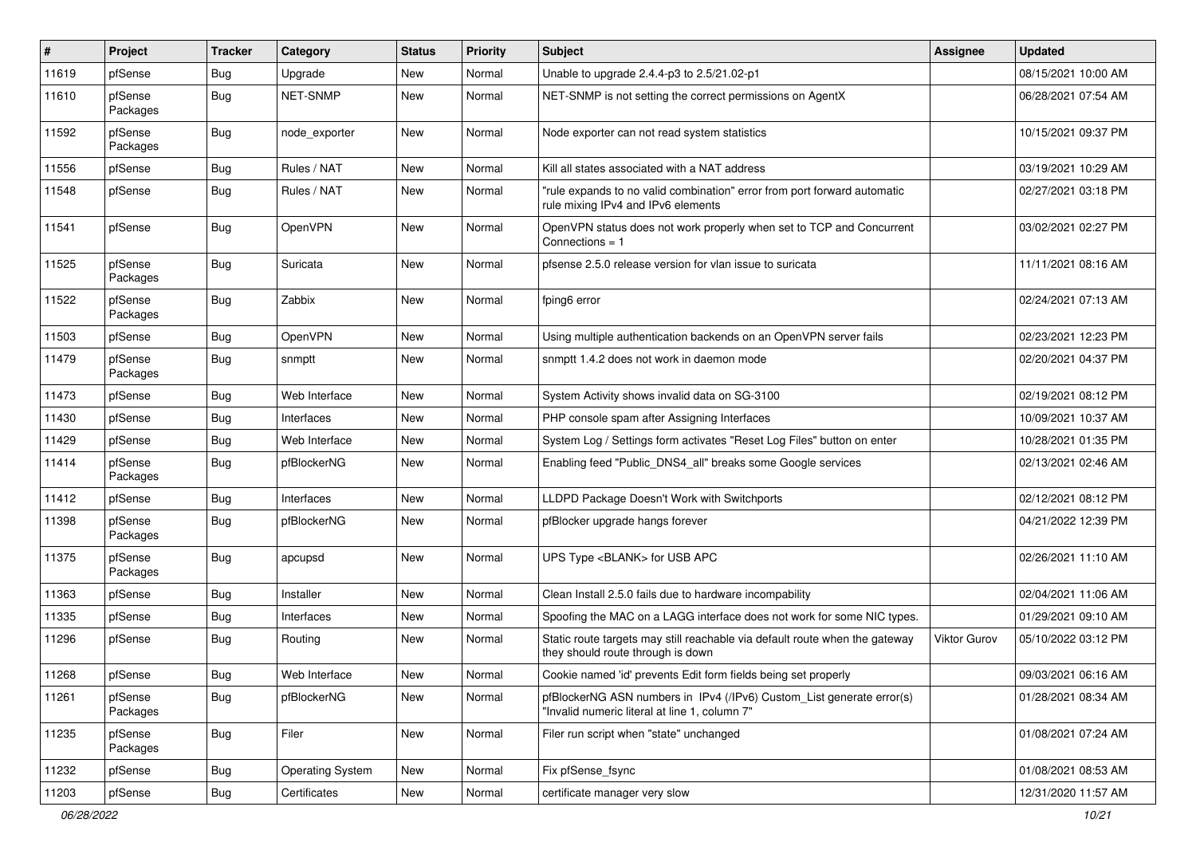| # | Project | Tracker | Category | Status | Priority | Subject | Assignee | Updated |
|---|---|---|---|---|---|---|---|---|
| 11619 | pfSense | Bug | Upgrade | New | Normal | Unable to upgrade 2.4.4-p3 to 2.5/21.02-p1 | | 08/15/2021 10:00 AM |
| 11610 | pfSense Packages | Bug | NET-SNMP | New | Normal | NET-SNMP is not setting the correct permissions on AgentX | | 06/28/2021 07:54 AM |
| 11592 | pfSense Packages | Bug | node_exporter | New | Normal | Node exporter can not read system statistics | | 10/15/2021 09:37 PM |
| 11556 | pfSense | Bug | Rules / NAT | New | Normal | Kill all states associated with a NAT address | | 03/19/2021 10:29 AM |
| 11548 | pfSense | Bug | Rules / NAT | New | Normal | "rule expands to no valid combination" error from port forward automatic rule mixing IPv4 and IPv6 elements | | 02/27/2021 03:18 PM |
| 11541 | pfSense | Bug | OpenVPN | New | Normal | OpenVPN status does not work properly when set to TCP and Concurrent Connections = 1 | | 03/02/2021 02:27 PM |
| 11525 | pfSense Packages | Bug | Suricata | New | Normal | pfsense 2.5.0 release version for vlan issue to suricata | | 11/11/2021 08:16 AM |
| 11522 | pfSense Packages | Bug | Zabbix | New | Normal | fping6 error | | 02/24/2021 07:13 AM |
| 11503 | pfSense | Bug | OpenVPN | New | Normal | Using multiple authentication backends on an OpenVPN server fails | | 02/23/2021 12:23 PM |
| 11479 | pfSense Packages | Bug | snmptt | New | Normal | snmptt 1.4.2 does not work in daemon mode | | 02/20/2021 04:37 PM |
| 11473 | pfSense | Bug | Web Interface | New | Normal | System Activity shows invalid data on SG-3100 | | 02/19/2021 08:12 PM |
| 11430 | pfSense | Bug | Interfaces | New | Normal | PHP console spam after Assigning Interfaces | | 10/09/2021 10:37 AM |
| 11429 | pfSense | Bug | Web Interface | New | Normal | System Log / Settings form activates "Reset Log Files" button on enter | | 10/28/2021 01:35 PM |
| 11414 | pfSense Packages | Bug | pfBlockerNG | New | Normal | Enabling feed "Public_DNS4_all" breaks some Google services | | 02/13/2021 02:46 AM |
| 11412 | pfSense | Bug | Interfaces | New | Normal | LLDPD Package Doesn't Work with Switchports | | 02/12/2021 08:12 PM |
| 11398 | pfSense Packages | Bug | pfBlockerNG | New | Normal | pfBlocker upgrade hangs forever | | 04/21/2022 12:39 PM |
| 11375 | pfSense Packages | Bug | apcupsd | New | Normal | UPS Type <BLANK> for USB APC | | 02/26/2021 11:10 AM |
| 11363 | pfSense | Bug | Installer | New | Normal | Clean Install 2.5.0 fails due to hardware incompability | | 02/04/2021 11:06 AM |
| 11335 | pfSense | Bug | Interfaces | New | Normal | Spoofing the MAC on a LAGG interface does not work for some NIC types. | | 01/29/2021 09:10 AM |
| 11296 | pfSense | Bug | Routing | New | Normal | Static route targets may still reachable via default route when the gateway they should route through is down | Viktor Gurov | 05/10/2022 03:12 PM |
| 11268 | pfSense | Bug | Web Interface | New | Normal | Cookie named 'id' prevents Edit form fields being set properly | | 09/03/2021 06:16 AM |
| 11261 | pfSense Packages | Bug | pfBlockerNG | New | Normal | pfBlockerNG ASN numbers in IPv4 (/IPv6) Custom_List generate error(s) "Invalid numeric literal at line 1, column 7" | | 01/28/2021 08:34 AM |
| 11235 | pfSense Packages | Bug | Filer | New | Normal | Filer run script when "state" unchanged | | 01/08/2021 07:24 AM |
| 11232 | pfSense | Bug | Operating System | New | Normal | Fix pfSense_fsync | | 01/08/2021 08:53 AM |
| 11203 | pfSense | Bug | Certificates | New | Normal | certificate manager very slow | | 12/31/2020 11:57 AM |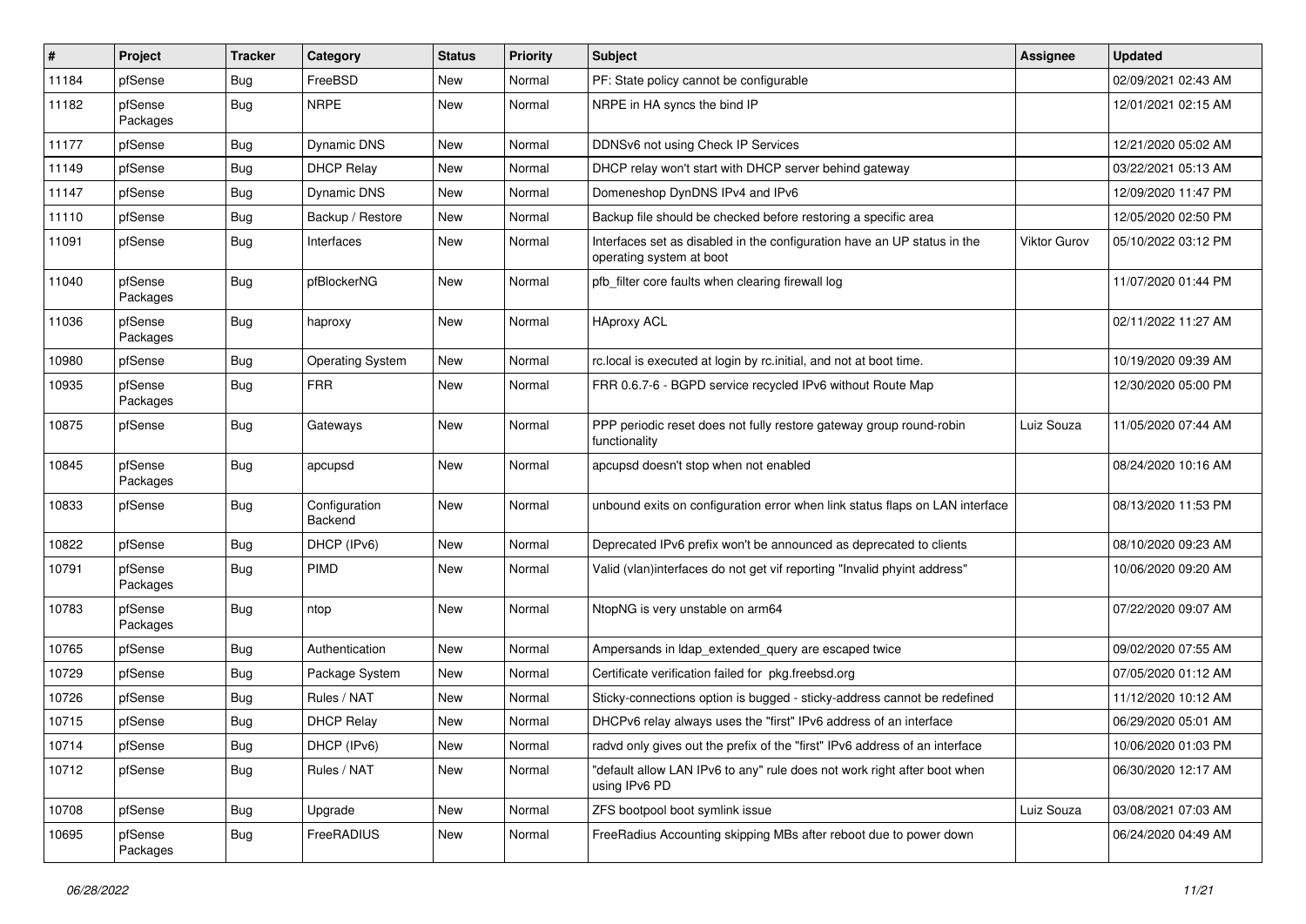| # | Project | Tracker | Category | Status | Priority | Subject | Assignee | Updated |
|---|---|---|---|---|---|---|---|---|
| 11184 | pfSense | Bug | FreeBSD | New | Normal | PF: State policy cannot be configurable | | 02/09/2021 02:43 AM |
| 11182 | pfSense Packages | Bug | NRPE | New | Normal | NRPE in HA syncs the bind IP | | 12/01/2021 02:15 AM |
| 11177 | pfSense | Bug | Dynamic DNS | New | Normal | DDNSv6 not using Check IP Services | | 12/21/2020 05:02 AM |
| 11149 | pfSense | Bug | DHCP Relay | New | Normal | DHCP relay won't start with DHCP server behind gateway | | 03/22/2021 05:13 AM |
| 11147 | pfSense | Bug | Dynamic DNS | New | Normal | Domeneshop DynDNS IPv4 and IPv6 | | 12/09/2020 11:47 PM |
| 11110 | pfSense | Bug | Backup / Restore | New | Normal | Backup file should be checked before restoring a specific area | | 12/05/2020 02:50 PM |
| 11091 | pfSense | Bug | Interfaces | New | Normal | Interfaces set as disabled in the configuration have an UP status in the operating system at boot | Viktor Gurov | 05/10/2022 03:12 PM |
| 11040 | pfSense Packages | Bug | pfBlockerNG | New | Normal | pfb_filter core faults when clearing firewall log | | 11/07/2020 01:44 PM |
| 11036 | pfSense Packages | Bug | haproxy | New | Normal | HAproxy ACL | | 02/11/2022 11:27 AM |
| 10980 | pfSense | Bug | Operating System | New | Normal | rc.local is executed at login by rc.initial, and not at boot time. | | 10/19/2020 09:39 AM |
| 10935 | pfSense Packages | Bug | FRR | New | Normal | FRR 0.6.7-6 - BGPD service recycled IPv6 without Route Map | | 12/30/2020 05:00 PM |
| 10875 | pfSense | Bug | Gateways | New | Normal | PPP periodic reset does not fully restore gateway group round-robin functionality | Luiz Souza | 11/05/2020 07:44 AM |
| 10845 | pfSense Packages | Bug | apcupsd | New | Normal | apcupsd doesn't stop when not enabled | | 08/24/2020 10:16 AM |
| 10833 | pfSense | Bug | Configuration Backend | New | Normal | unbound exits on configuration error when link status flaps on LAN interface | | 08/13/2020 11:53 PM |
| 10822 | pfSense | Bug | DHCP (IPv6) | New | Normal | Deprecated IPv6 prefix won't be announced as deprecated to clients | | 08/10/2020 09:23 AM |
| 10791 | pfSense Packages | Bug | PIMD | New | Normal | Valid (vlan)interfaces do not get vif reporting "Invalid phyint address" | | 10/06/2020 09:20 AM |
| 10783 | pfSense Packages | Bug | ntop | New | Normal | NtopNG is very unstable on arm64 | | 07/22/2020 09:07 AM |
| 10765 | pfSense | Bug | Authentication | New | Normal | Ampersands in ldap_extended_query are escaped twice | | 09/02/2020 07:55 AM |
| 10729 | pfSense | Bug | Package System | New | Normal | Certificate verification failed for pkg.freebsd.org | | 07/05/2020 01:12 AM |
| 10726 | pfSense | Bug | Rules / NAT | New | Normal | Sticky-connections option is bugged - sticky-address cannot be redefined | | 11/12/2020 10:12 AM |
| 10715 | pfSense | Bug | DHCP Relay | New | Normal | DHCPv6 relay always uses the "first" IPv6 address of an interface | | 06/29/2020 05:01 AM |
| 10714 | pfSense | Bug | DHCP (IPv6) | New | Normal | radvd only gives out the prefix of the "first" IPv6 address of an interface | | 10/06/2020 01:03 PM |
| 10712 | pfSense | Bug | Rules / NAT | New | Normal | "default allow LAN IPv6 to any" rule does not work right after boot when using IPv6 PD | | 06/30/2020 12:17 AM |
| 10708 | pfSense | Bug | Upgrade | New | Normal | ZFS bootpool boot symlink issue | Luiz Souza | 03/08/2021 07:03 AM |
| 10695 | pfSense Packages | Bug | FreeRADIUS | New | Normal | FreeRadius Accounting skipping MBs after reboot due to power down | | 06/24/2020 04:49 AM |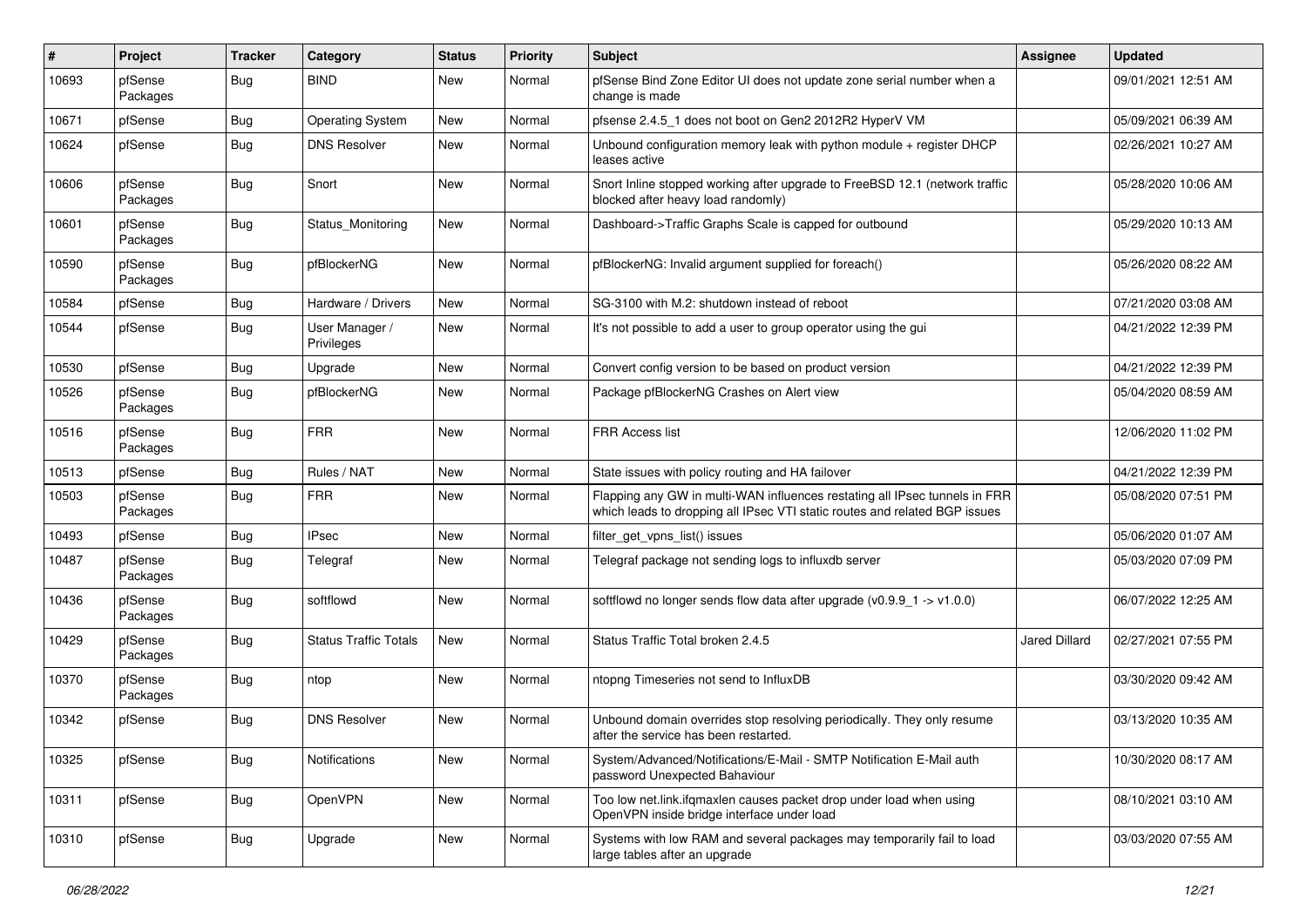| # | Project | Tracker | Category | Status | Priority | Subject | Assignee | Updated |
|---|---|---|---|---|---|---|---|---|
| 10693 | pfSense Packages | Bug | BIND | New | Normal | pfSense Bind Zone Editor UI does not update zone serial number when a change is made | | 09/01/2021 12:51 AM |
| 10671 | pfSense | Bug | Operating System | New | Normal | pfsense 2.4.5_1 does not boot on Gen2 2012R2 HyperV VM | | 05/09/2021 06:39 AM |
| 10624 | pfSense | Bug | DNS Resolver | New | Normal | Unbound configuration memory leak with python module + register DHCP leases active | | 02/26/2021 10:27 AM |
| 10606 | pfSense Packages | Bug | Snort | New | Normal | Snort Inline stopped working after upgrade to FreeBSD 12.1 (network traffic blocked after heavy load randomly) | | 05/28/2020 10:06 AM |
| 10601 | pfSense Packages | Bug | Status_Monitoring | New | Normal | Dashboard->Traffic Graphs Scale is capped for outbound | | 05/29/2020 10:13 AM |
| 10590 | pfSense Packages | Bug | pfBlockerNG | New | Normal | pfBlockerNG: Invalid argument supplied for foreach() | | 05/26/2020 08:22 AM |
| 10584 | pfSense | Bug | Hardware / Drivers | New | Normal | SG-3100 with M.2: shutdown instead of reboot | | 07/21/2020 03:08 AM |
| 10544 | pfSense | Bug | User Manager / Privileges | New | Normal | It's not possible to add a user to group operator using the gui | | 04/21/2022 12:39 PM |
| 10530 | pfSense | Bug | Upgrade | New | Normal | Convert config version to be based on product version | | 04/21/2022 12:39 PM |
| 10526 | pfSense Packages | Bug | pfBlockerNG | New | Normal | Package pfBlockerNG Crashes on Alert view | | 05/04/2020 08:59 AM |
| 10516 | pfSense Packages | Bug | FRR | New | Normal | FRR Access list | | 12/06/2020 11:02 PM |
| 10513 | pfSense | Bug | Rules / NAT | New | Normal | State issues with policy routing and HA failover | | 04/21/2022 12:39 PM |
| 10503 | pfSense Packages | Bug | FRR | New | Normal | Flapping any GW in multi-WAN influences restating all IPsec tunnels in FRR which leads to dropping all IPsec VTI static routes and related BGP issues | | 05/08/2020 07:51 PM |
| 10493 | pfSense | Bug | IPsec | New | Normal | filter_get_vpns_list() issues | | 05/06/2020 01:07 AM |
| 10487 | pfSense Packages | Bug | Telegraf | New | Normal | Telegraf package not sending logs to influxdb server | | 05/03/2020 07:09 PM |
| 10436 | pfSense Packages | Bug | softflowd | New | Normal | softflowd no longer sends flow data after upgrade (v0.9.9_1 -> v1.0.0) | | 06/07/2022 12:25 AM |
| 10429 | pfSense Packages | Bug | Status Traffic Totals | New | Normal | Status Traffic Total broken 2.4.5 | Jared Dillard | 02/27/2021 07:55 PM |
| 10370 | pfSense Packages | Bug | ntop | New | Normal | ntopng Timeseries not send to InfluxDB | | 03/30/2020 09:42 AM |
| 10342 | pfSense | Bug | DNS Resolver | New | Normal | Unbound domain overrides stop resolving periodically. They only resume after the service has been restarted. | | 03/13/2020 10:35 AM |
| 10325 | pfSense | Bug | Notifications | New | Normal | System/Advanced/Notifications/E-Mail - SMTP Notification E-Mail auth password Unexpected Bahaviour | | 10/30/2020 08:17 AM |
| 10311 | pfSense | Bug | OpenVPN | New | Normal | Too low net.link.ifqmaxlen causes packet drop under load when using OpenVPN inside bridge interface under load | | 08/10/2021 03:10 AM |
| 10310 | pfSense | Bug | Upgrade | New | Normal | Systems with low RAM and several packages may temporarily fail to load large tables after an upgrade | | 03/03/2020 07:55 AM |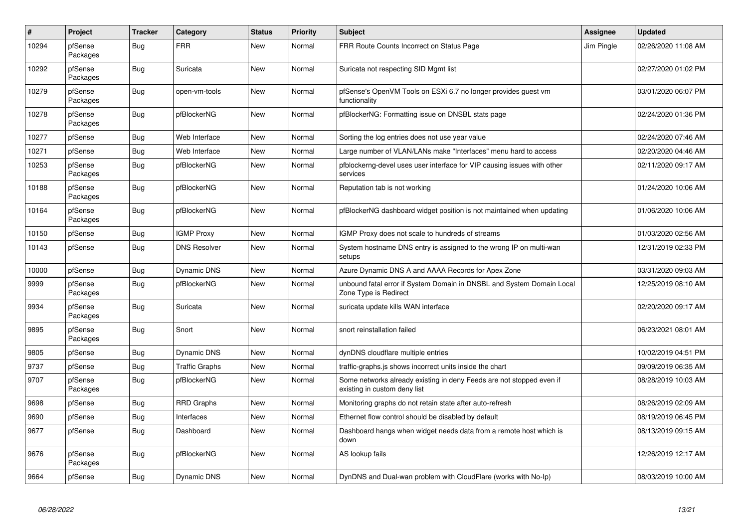| # | Project | Tracker | Category | Status | Priority | Subject | Assignee | Updated |
|---|---|---|---|---|---|---|---|---|
| 10294 | pfSense Packages | Bug | FRR | New | Normal | FRR Route Counts Incorrect on Status Page | Jim Pingle | 02/26/2020 11:08 AM |
| 10292 | pfSense Packages | Bug | Suricata | New | Normal | Suricata not respecting SID Mgmt list | | 02/27/2020 01:02 PM |
| 10279 | pfSense Packages | Bug | open-vm-tools | New | Normal | pfSense's OpenVM Tools on ESXi 6.7 no longer provides guest vm functionality | | 03/01/2020 06:07 PM |
| 10278 | pfSense Packages | Bug | pfBlockerNG | New | Normal | pfBlockerNG: Formatting issue on DNSBL stats page | | 02/24/2020 01:36 PM |
| 10277 | pfSense | Bug | Web Interface | New | Normal | Sorting the log entries does not use year value | | 02/24/2020 07:46 AM |
| 10271 | pfSense | Bug | Web Interface | New | Normal | Large number of VLAN/LANs make "Interfaces" menu hard to access | | 02/20/2020 04:46 AM |
| 10253 | pfSense Packages | Bug | pfBlockerNG | New | Normal | pfblockerng-devel uses user interface for VIP causing issues with other services | | 02/11/2020 09:17 AM |
| 10188 | pfSense Packages | Bug | pfBlockerNG | New | Normal | Reputation tab is not working | | 01/24/2020 10:06 AM |
| 10164 | pfSense Packages | Bug | pfBlockerNG | New | Normal | pfBlockerNG dashboard widget position is not maintained when updating | | 01/06/2020 10:06 AM |
| 10150 | pfSense | Bug | IGMP Proxy | New | Normal | IGMP Proxy does not scale to hundreds of streams | | 01/03/2020 02:56 AM |
| 10143 | pfSense | Bug | DNS Resolver | New | Normal | System hostname DNS entry is assigned to the wrong IP on multi-wan setups | | 12/31/2019 02:33 PM |
| 10000 | pfSense | Bug | Dynamic DNS | New | Normal | Azure Dynamic DNS A and AAAA Records for Apex Zone | | 03/31/2020 09:03 AM |
| 9999 | pfSense Packages | Bug | pfBlockerNG | New | Normal | unbound fatal error if System Domain in DNSBL and System Domain Local Zone Type is Redirect | | 12/25/2019 08:10 AM |
| 9934 | pfSense Packages | Bug | Suricata | New | Normal | suricata update kills WAN interface | | 02/20/2020 09:17 AM |
| 9895 | pfSense Packages | Bug | Snort | New | Normal | snort reinstallation failed | | 06/23/2021 08:01 AM |
| 9805 | pfSense | Bug | Dynamic DNS | New | Normal | dynDNS cloudflare multiple entries | | 10/02/2019 04:51 PM |
| 9737 | pfSense | Bug | Traffic Graphs | New | Normal | traffic-graphs.js shows incorrect units inside the chart | | 09/09/2019 06:35 AM |
| 9707 | pfSense Packages | Bug | pfBlockerNG | New | Normal | Some networks already existing in deny Feeds are not stopped even if existing in custom deny list | | 08/28/2019 10:03 AM |
| 9698 | pfSense | Bug | RRD Graphs | New | Normal | Monitoring graphs do not retain state after auto-refresh | | 08/26/2019 02:09 AM |
| 9690 | pfSense | Bug | Interfaces | New | Normal | Ethernet flow control should be disabled by default | | 08/19/2019 06:45 PM |
| 9677 | pfSense | Bug | Dashboard | New | Normal | Dashboard hangs when widget needs data from a remote host which is down | | 08/13/2019 09:15 AM |
| 9676 | pfSense Packages | Bug | pfBlockerNG | New | Normal | AS lookup fails | | 12/26/2019 12:17 AM |
| 9664 | pfSense | Bug | Dynamic DNS | New | Normal | DynDNS and Dual-wan problem with CloudFlare (works with No-Ip) | | 08/03/2019 10:00 AM |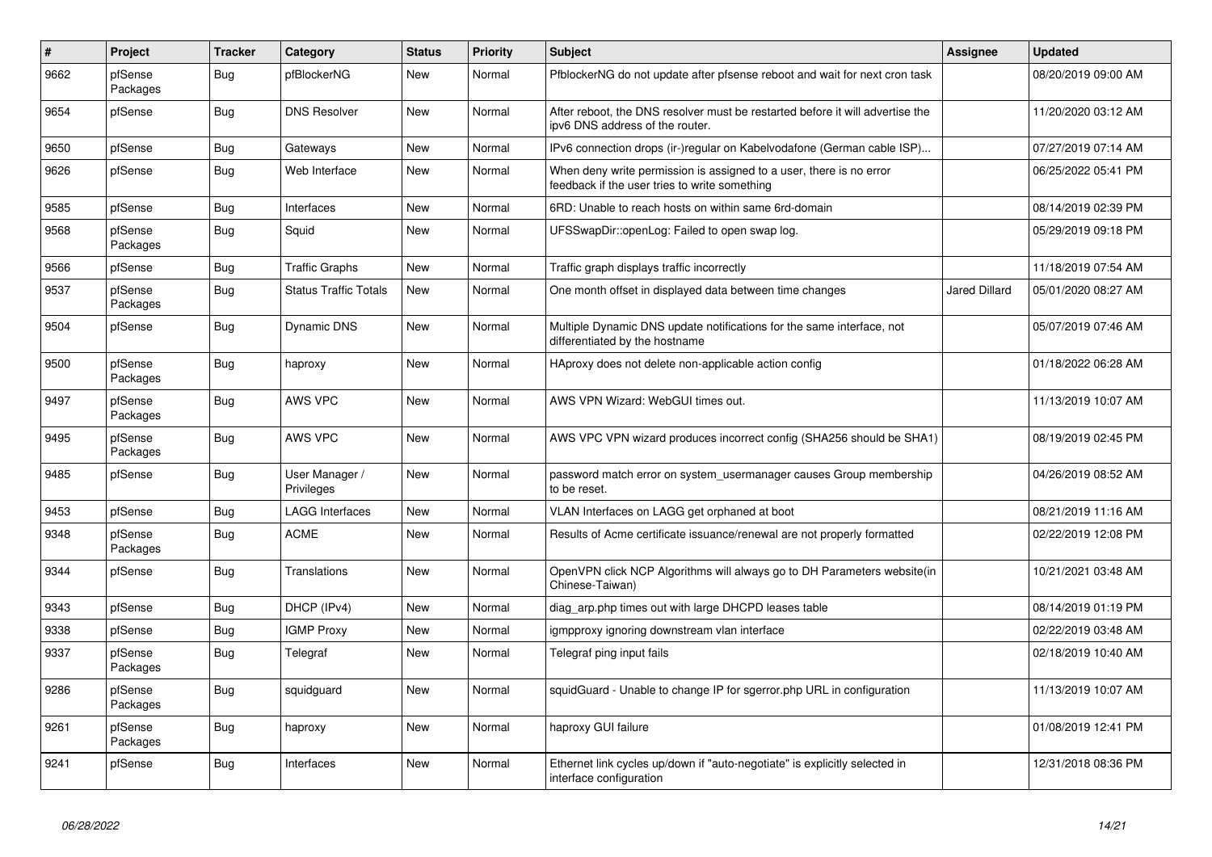| # | Project | Tracker | Category | Status | Priority | Subject | Assignee | Updated |
|---|---|---|---|---|---|---|---|---|
| 9662 | pfSense Packages | Bug | pfBlockerNG | New | Normal | PfblockerNG do not update after pfsense reboot and wait for next cron task | | 08/20/2019 09:00 AM |
| 9654 | pfSense | Bug | DNS Resolver | New | Normal | After reboot, the DNS resolver must be restarted before it will advertise the ipv6 DNS address of the router. | | 11/20/2020 03:12 AM |
| 9650 | pfSense | Bug | Gateways | New | Normal | IPv6 connection drops (ir-)regular on Kabelvodafone (German cable ISP)... | | 07/27/2019 07:14 AM |
| 9626 | pfSense | Bug | Web Interface | New | Normal | When deny write permission is assigned to a user, there is no error feedback if the user tries to write something | | 06/25/2022 05:41 PM |
| 9585 | pfSense | Bug | Interfaces | New | Normal | 6RD: Unable to reach hosts on within same 6rd-domain | | 08/14/2019 02:39 PM |
| 9568 | pfSense Packages | Bug | Squid | New | Normal | UFSSwapDir::openLog: Failed to open swap log. | | 05/29/2019 09:18 PM |
| 9566 | pfSense | Bug | Traffic Graphs | New | Normal | Traffic graph displays traffic incorrectly | | 11/18/2019 07:54 AM |
| 9537 | pfSense Packages | Bug | Status Traffic Totals | New | Normal | One month offset in displayed data between time changes | Jared Dillard | 05/01/2020 08:27 AM |
| 9504 | pfSense | Bug | Dynamic DNS | New | Normal | Multiple Dynamic DNS update notifications for the same interface, not differentiated by the hostname | | 05/07/2019 07:46 AM |
| 9500 | pfSense Packages | Bug | haproxy | New | Normal | HAproxy does not delete non-applicable action config | | 01/18/2022 06:28 AM |
| 9497 | pfSense Packages | Bug | AWS VPC | New | Normal | AWS VPN Wizard: WebGUI times out. | | 11/13/2019 10:07 AM |
| 9495 | pfSense Packages | Bug | AWS VPC | New | Normal | AWS VPC VPN wizard produces incorrect config (SHA256 should be SHA1) | | 08/19/2019 02:45 PM |
| 9485 | pfSense | Bug | User Manager / Privileges | New | Normal | password match error on system_usermanager causes Group membership to be reset. | | 04/26/2019 08:52 AM |
| 9453 | pfSense | Bug | LAGG Interfaces | New | Normal | VLAN Interfaces on LAGG get orphaned at boot | | 08/21/2019 11:16 AM |
| 9348 | pfSense Packages | Bug | ACME | New | Normal | Results of Acme certificate issuance/renewal are not properly formatted | | 02/22/2019 12:08 PM |
| 9344 | pfSense | Bug | Translations | New | Normal | OpenVPN click NCP Algorithms will always go to DH Parameters website(in Chinese-Taiwan) | | 10/21/2021 03:48 AM |
| 9343 | pfSense | Bug | DHCP (IPv4) | New | Normal | diag_arp.php times out with large DHCPD leases table | | 08/14/2019 01:19 PM |
| 9338 | pfSense | Bug | IGMP Proxy | New | Normal | igmpproxy ignoring downstream vlan interface | | 02/22/2019 03:48 AM |
| 9337 | pfSense Packages | Bug | Telegraf | New | Normal | Telegraf ping input fails | | 02/18/2019 10:40 AM |
| 9286 | pfSense Packages | Bug | squidguard | New | Normal | squidGuard - Unable to change IP for sgerror.php URL in configuration | | 11/13/2019 10:07 AM |
| 9261 | pfSense Packages | Bug | haproxy | New | Normal | haproxy GUI failure | | 01/08/2019 12:41 PM |
| 9241 | pfSense | Bug | Interfaces | New | Normal | Ethernet link cycles up/down if "auto-negotiate" is explicitly selected in interface configuration | | 12/31/2018 08:36 PM |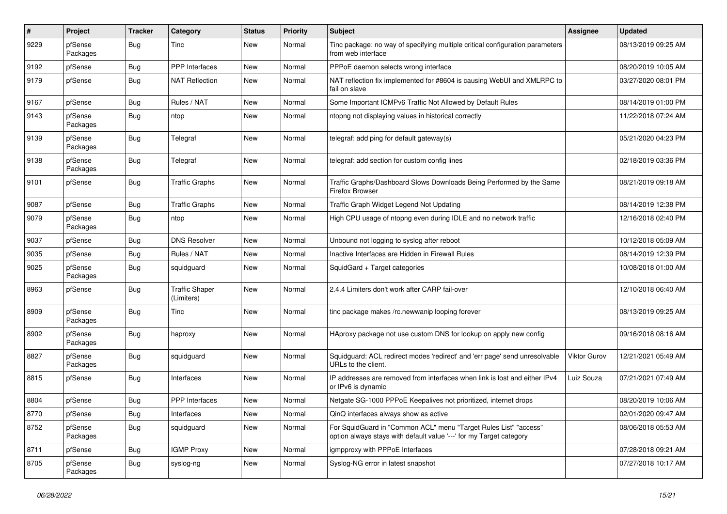| # | Project | Tracker | Category | Status | Priority | Subject | Assignee | Updated |
|---|---|---|---|---|---|---|---|---|
| 9229 | pfSense Packages | Bug | Tinc | New | Normal | Tinc package: no way of specifying multiple critical configuration parameters from web interface | | 08/13/2019 09:25 AM |
| 9192 | pfSense | Bug | PPP Interfaces | New | Normal | PPPoE daemon selects wrong interface | | 08/20/2019 10:05 AM |
| 9179 | pfSense | Bug | NAT Reflection | New | Normal | NAT reflection fix implemented for #8604 is causing WebUI and XMLRPC to fail on slave | | 03/27/2020 08:01 PM |
| 9167 | pfSense | Bug | Rules / NAT | New | Normal | Some Important ICMPv6 Traffic Not Allowed by Default Rules | | 08/14/2019 01:00 PM |
| 9143 | pfSense Packages | Bug | ntop | New | Normal | ntopng not displaying values in historical correctly | | 11/22/2018 07:24 AM |
| 9139 | pfSense Packages | Bug | Telegraf | New | Normal | telegraf: add ping for default gateway(s) | | 05/21/2020 04:23 PM |
| 9138 | pfSense Packages | Bug | Telegraf | New | Normal | telegraf: add section for custom config lines | | 02/18/2019 03:36 PM |
| 9101 | pfSense | Bug | Traffic Graphs | New | Normal | Traffic Graphs/Dashboard Slows Downloads Being Performed by the Same Firefox Browser | | 08/21/2019 09:18 AM |
| 9087 | pfSense | Bug | Traffic Graphs | New | Normal | Traffic Graph Widget Legend Not Updating | | 08/14/2019 12:38 PM |
| 9079 | pfSense Packages | Bug | ntop | New | Normal | High CPU usage of ntopng even during IDLE and no network traffic | | 12/16/2018 02:40 PM |
| 9037 | pfSense | Bug | DNS Resolver | New | Normal | Unbound not logging to syslog after reboot | | 10/12/2018 05:09 AM |
| 9035 | pfSense | Bug | Rules / NAT | New | Normal | Inactive Interfaces are Hidden in Firewall Rules | | 08/14/2019 12:39 PM |
| 9025 | pfSense Packages | Bug | squidguard | New | Normal | SquidGard + Target categories | | 10/08/2018 01:00 AM |
| 8963 | pfSense | Bug | Traffic Shaper (Limiters) | New | Normal | 2.4.4 Limiters don't work after CARP fail-over | | 12/10/2018 06:40 AM |
| 8909 | pfSense Packages | Bug | Tinc | New | Normal | tinc package makes /rc.newwanip looping forever | | 08/13/2019 09:25 AM |
| 8902 | pfSense Packages | Bug | haproxy | New | Normal | HAproxy package not use custom DNS for lookup on apply new config | | 09/16/2018 08:16 AM |
| 8827 | pfSense Packages | Bug | squidguard | New | Normal | Squidguard: ACL redirect modes 'redirect' and 'err page' send unresolvable URLs to the client. | Viktor Gurov | 12/21/2021 05:49 AM |
| 8815 | pfSense | Bug | Interfaces | New | Normal | IP addresses are removed from interfaces when link is lost and either IPv4 or IPv6 is dynamic | Luiz Souza | 07/21/2021 07:49 AM |
| 8804 | pfSense | Bug | PPP Interfaces | New | Normal | Netgate SG-1000 PPPoE Keepalives not prioritized, internet drops | | 08/20/2019 10:06 AM |
| 8770 | pfSense | Bug | Interfaces | New | Normal | QinQ interfaces always show as active | | 02/01/2020 09:47 AM |
| 8752 | pfSense Packages | Bug | squidguard | New | Normal | For SquidGuard in "Common ACL" menu "Target Rules List" "access" option always stays with default value '---' for my Target category | | 08/06/2018 05:53 AM |
| 8711 | pfSense | Bug | IGMP Proxy | New | Normal | igmpproxy with PPPoE Interfaces | | 07/28/2018 09:21 AM |
| 8705 | pfSense Packages | Bug | syslog-ng | New | Normal | Syslog-NG error in latest snapshot | | 07/27/2018 10:17 AM |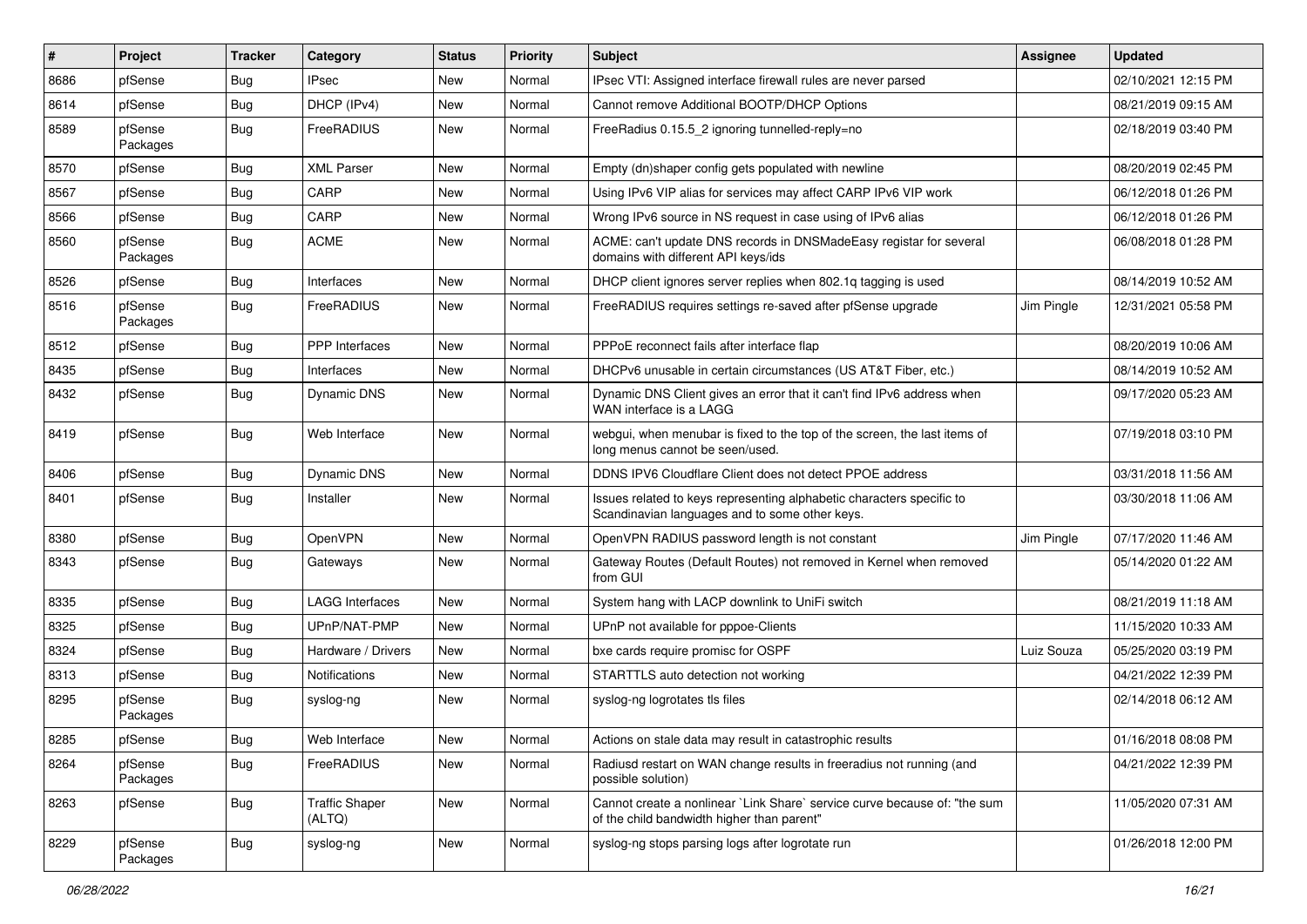| # | Project | Tracker | Category | Status | Priority | Subject | Assignee | Updated |
|---|---|---|---|---|---|---|---|---|
| 8686 | pfSense | Bug | IPsec | New | Normal | IPsec VTI: Assigned interface firewall rules are never parsed | | 02/10/2021 12:15 PM |
| 8614 | pfSense | Bug | DHCP (IPv4) | New | Normal | Cannot remove Additional BOOTP/DHCP Options | | 08/21/2019 09:15 AM |
| 8589 | pfSense Packages | Bug | FreeRADIUS | New | Normal | FreeRadius 0.15.5_2 ignoring tunnelled-reply=no | | 02/18/2019 03:40 PM |
| 8570 | pfSense | Bug | XML Parser | New | Normal | Empty (dn)shaper config gets populated with newline | | 08/20/2019 02:45 PM |
| 8567 | pfSense | Bug | CARP | New | Normal | Using IPv6 VIP alias for services may affect CARP IPv6 VIP work | | 06/12/2018 01:26 PM |
| 8566 | pfSense | Bug | CARP | New | Normal | Wrong IPv6 source in NS request in case using of IPv6 alias | | 06/12/2018 01:26 PM |
| 8560 | pfSense Packages | Bug | ACME | New | Normal | ACME: can't update DNS records in DNSMadeEasy registar for several domains with different API keys/ids | | 06/08/2018 01:28 PM |
| 8526 | pfSense | Bug | Interfaces | New | Normal | DHCP client ignores server replies when 802.1q tagging is used | | 08/14/2019 10:52 AM |
| 8516 | pfSense Packages | Bug | FreeRADIUS | New | Normal | FreeRADIUS requires settings re-saved after pfSense upgrade | Jim Pingle | 12/31/2021 05:58 PM |
| 8512 | pfSense | Bug | PPP Interfaces | New | Normal | PPPoE reconnect fails after interface flap | | 08/20/2019 10:06 AM |
| 8435 | pfSense | Bug | Interfaces | New | Normal | DHCPv6 unusable in certain circumstances (US AT&T Fiber, etc.) | | 08/14/2019 10:52 AM |
| 8432 | pfSense | Bug | Dynamic DNS | New | Normal | Dynamic DNS Client gives an error that it can't find IPv6 address when WAN interface is a LAGG | | 09/17/2020 05:23 AM |
| 8419 | pfSense | Bug | Web Interface | New | Normal | webgui, when menubar is fixed to the top of the screen, the last items of long menus cannot be seen/used. | | 07/19/2018 03:10 PM |
| 8406 | pfSense | Bug | Dynamic DNS | New | Normal | DDNS IPV6 Cloudflare Client does not detect PPOE address | | 03/31/2018 11:56 AM |
| 8401 | pfSense | Bug | Installer | New | Normal | Issues related to keys representing alphabetic characters specific to Scandinavian languages and to some other keys. | | 03/30/2018 11:06 AM |
| 8380 | pfSense | Bug | OpenVPN | New | Normal | OpenVPN RADIUS password length is not constant | Jim Pingle | 07/17/2020 11:46 AM |
| 8343 | pfSense | Bug | Gateways | New | Normal | Gateway Routes (Default Routes) not removed in Kernel when removed from GUI | | 05/14/2020 01:22 AM |
| 8335 | pfSense | Bug | LAGG Interfaces | New | Normal | System hang with LACP downlink to UniFi switch | | 08/21/2019 11:18 AM |
| 8325 | pfSense | Bug | UPnP/NAT-PMP | New | Normal | UPnP not available for pppoe-Clients | | 11/15/2020 10:33 AM |
| 8324 | pfSense | Bug | Hardware / Drivers | New | Normal | bxe cards require promisc for OSPF | Luiz Souza | 05/25/2020 03:19 PM |
| 8313 | pfSense | Bug | Notifications | New | Normal | STARTTLS auto detection not working | | 04/21/2022 12:39 PM |
| 8295 | pfSense Packages | Bug | syslog-ng | New | Normal | syslog-ng logrotates tls files | | 02/14/2018 06:12 AM |
| 8285 | pfSense | Bug | Web Interface | New | Normal | Actions on stale data may result in catastrophic results | | 01/16/2018 08:08 PM |
| 8264 | pfSense Packages | Bug | FreeRADIUS | New | Normal | Radiusd restart on WAN change results in freeradius not running (and possible solution) | | 04/21/2022 12:39 PM |
| 8263 | pfSense | Bug | Traffic Shaper (ALTQ) | New | Normal | Cannot create a nonlinear `Link Share` service curve because of: "the sum of the child bandwidth higher than parent" | | 11/05/2020 07:31 AM |
| 8229 | pfSense Packages | Bug | syslog-ng | New | Normal | syslog-ng stops parsing logs after logrotate run | | 01/26/2018 12:00 PM |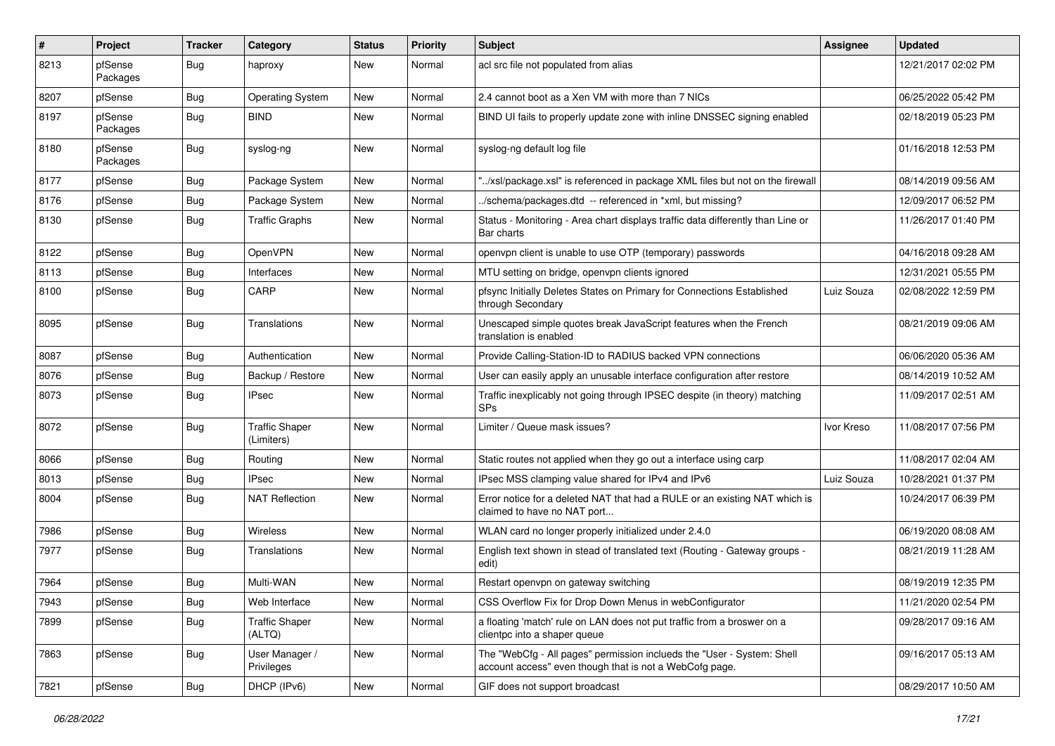| # | Project | Tracker | Category | Status | Priority | Subject | Assignee | Updated |
|---|---|---|---|---|---|---|---|---|
| 8213 | pfSense Packages | Bug | haproxy | New | Normal | acl src file not populated from alias | | 12/21/2017 02:02 PM |
| 8207 | pfSense | Bug | Operating System | New | Normal | 2.4 cannot boot as a Xen VM with more than 7 NICs | | 06/25/2022 05:42 PM |
| 8197 | pfSense Packages | Bug | BIND | New | Normal | BIND UI fails to properly update zone with inline DNSSEC signing enabled | | 02/18/2019 05:23 PM |
| 8180 | pfSense Packages | Bug | syslog-ng | New | Normal | syslog-ng default log file | | 01/16/2018 12:53 PM |
| 8177 | pfSense | Bug | Package System | New | Normal | "../xsl/package.xsl" is referenced in package XML files but not on the firewall | | 08/14/2019 09:56 AM |
| 8176 | pfSense | Bug | Package System | New | Normal | ../schema/packages.dtd -- referenced in *xml, but missing? | | 12/09/2017 06:52 PM |
| 8130 | pfSense | Bug | Traffic Graphs | New | Normal | Status - Monitoring - Area chart displays traffic data differently than Line or Bar charts | | 11/26/2017 01:40 PM |
| 8122 | pfSense | Bug | OpenVPN | New | Normal | openvpn client is unable to use OTP (temporary) passwords | | 04/16/2018 09:28 AM |
| 8113 | pfSense | Bug | Interfaces | New | Normal | MTU setting on bridge, openvpn clients ignored | | 12/31/2021 05:55 PM |
| 8100 | pfSense | Bug | CARP | New | Normal | pfsync Initially Deletes States on Primary for Connections Established through Secondary | Luiz Souza | 02/08/2022 12:59 PM |
| 8095 | pfSense | Bug | Translations | New | Normal | Unescaped simple quotes break JavaScript features when the French translation is enabled | | 08/21/2019 09:06 AM |
| 8087 | pfSense | Bug | Authentication | New | Normal | Provide Calling-Station-ID to RADIUS backed VPN connections | | 06/06/2020 05:36 AM |
| 8076 | pfSense | Bug | Backup / Restore | New | Normal | User can easily apply an unusable interface configuration after restore | | 08/14/2019 10:52 AM |
| 8073 | pfSense | Bug | IPsec | New | Normal | Traffic inexplicably not going through IPSEC despite (in theory) matching SPs | | 11/09/2017 02:51 AM |
| 8072 | pfSense | Bug | Traffic Shaper (Limiters) | New | Normal | Limiter / Queue mask issues? | Ivor Kreso | 11/08/2017 07:56 PM |
| 8066 | pfSense | Bug | Routing | New | Normal | Static routes not applied when they go out a interface using carp | | 11/08/2017 02:04 AM |
| 8013 | pfSense | Bug | IPsec | New | Normal | IPsec MSS clamping value shared for IPv4 and IPv6 | Luiz Souza | 10/28/2021 01:37 PM |
| 8004 | pfSense | Bug | NAT Reflection | New | Normal | Error notice for a deleted NAT that had a RULE or an existing NAT which is claimed to have no NAT port... | | 10/24/2017 06:39 PM |
| 7986 | pfSense | Bug | Wireless | New | Normal | WLAN card no longer properly initialized under 2.4.0 | | 06/19/2020 08:08 AM |
| 7977 | pfSense | Bug | Translations | New | Normal | English text shown in stead of translated text (Routing - Gateway groups - edit) | | 08/21/2019 11:28 AM |
| 7964 | pfSense | Bug | Multi-WAN | New | Normal | Restart openvpn on gateway switching | | 08/19/2019 12:35 PM |
| 7943 | pfSense | Bug | Web Interface | New | Normal | CSS Overflow Fix for Drop Down Menus in webConfigurator | | 11/21/2020 02:54 PM |
| 7899 | pfSense | Bug | Traffic Shaper (ALTQ) | New | Normal | a floating 'match' rule on LAN does not put traffic from a broswer on a clientpc into a shaper queue | | 09/28/2017 09:16 AM |
| 7863 | pfSense | Bug | User Manager / Privileges | New | Normal | The "WebCfg - All pages" permission inclueds the "User - System: Shell account access" even though that is not a WebCofg page. | | 09/16/2017 05:13 AM |
| 7821 | pfSense | Bug | DHCP (IPv6) | New | Normal | GIF does not support broadcast | | 08/29/2017 10:50 AM |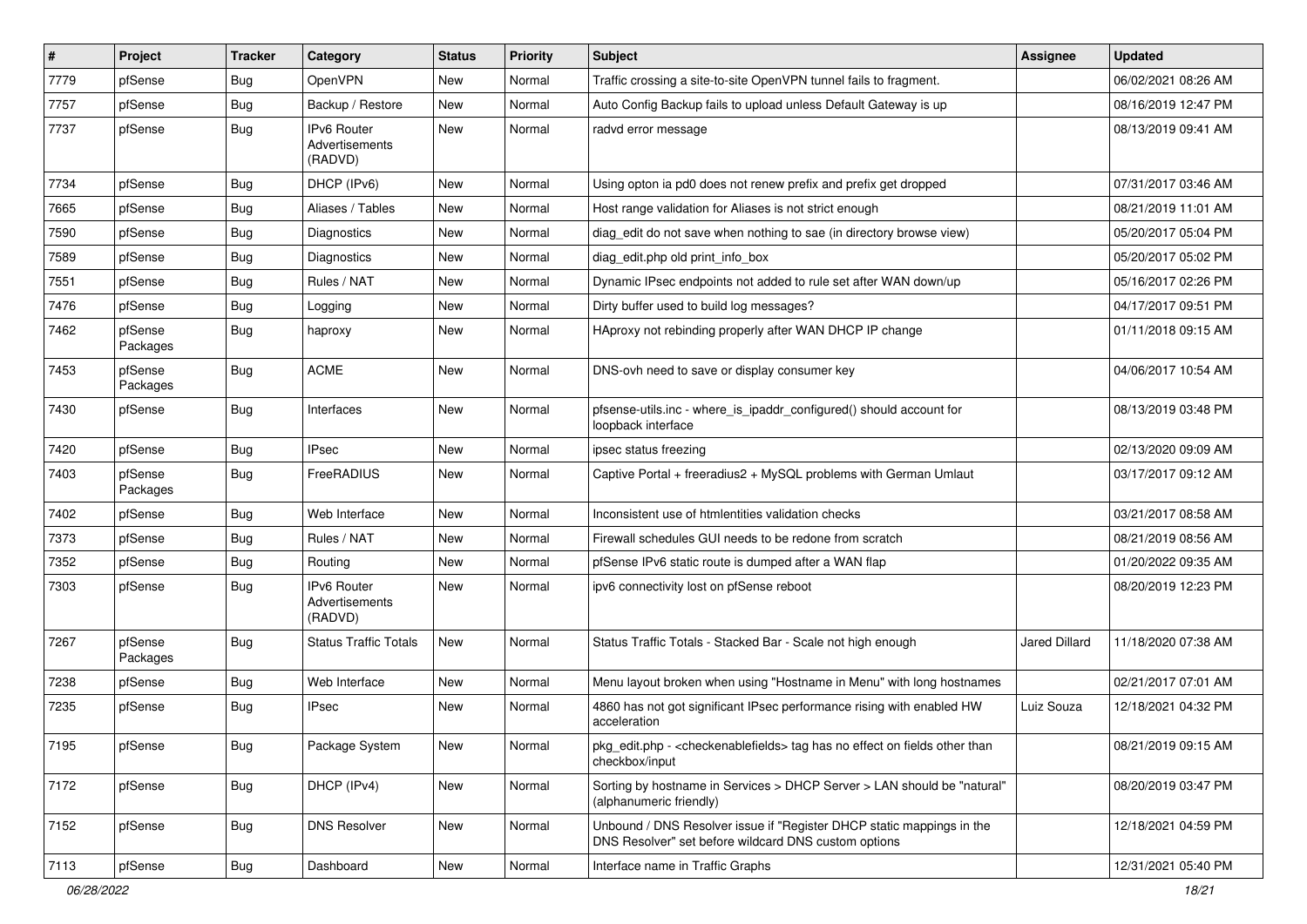| # | Project | Tracker | Category | Status | Priority | Subject | Assignee | Updated |
|---|---|---|---|---|---|---|---|---|
| 7779 | pfSense | Bug | OpenVPN | New | Normal | Traffic crossing a site-to-site OpenVPN tunnel fails to fragment. | | 06/02/2021 08:26 AM |
| 7757 | pfSense | Bug | Backup / Restore | New | Normal | Auto Config Backup fails to upload unless Default Gateway is up | | 08/16/2019 12:47 PM |
| 7737 | pfSense | Bug | IPv6 Router Advertisements (RADVD) | New | Normal | radvd error message | | 08/13/2019 09:41 AM |
| 7734 | pfSense | Bug | DHCP (IPv6) | New | Normal | Using opton ia pd0 does not renew prefix and prefix get dropped | | 07/31/2017 03:46 AM |
| 7665 | pfSense | Bug | Aliases / Tables | New | Normal | Host range validation for Aliases is not strict enough | | 08/21/2019 11:01 AM |
| 7590 | pfSense | Bug | Diagnostics | New | Normal | diag_edit do not save when nothing to sae (in directory browse view) | | 05/20/2017 05:04 PM |
| 7589 | pfSense | Bug | Diagnostics | New | Normal | diag_edit.php old print_info_box | | 05/20/2017 05:02 PM |
| 7551 | pfSense | Bug | Rules / NAT | New | Normal | Dynamic IPsec endpoints not added to rule set after WAN down/up | | 05/16/2017 02:26 PM |
| 7476 | pfSense | Bug | Logging | New | Normal | Dirty buffer used to build log messages? | | 04/17/2017 09:51 PM |
| 7462 | pfSense Packages | Bug | haproxy | New | Normal | HAproxy not rebinding properly after WAN DHCP IP change | | 01/11/2018 09:15 AM |
| 7453 | pfSense Packages | Bug | ACME | New | Normal | DNS-ovh need to save or display consumer key | | 04/06/2017 10:54 AM |
| 7430 | pfSense | Bug | Interfaces | New | Normal | pfsense-utils.inc - where_is_ipaddr_configured() should account for loopback interface | | 08/13/2019 03:48 PM |
| 7420 | pfSense | Bug | IPsec | New | Normal | ipsec status freezing | | 02/13/2020 09:09 AM |
| 7403 | pfSense Packages | Bug | FreeRADIUS | New | Normal | Captive Portal + freeradius2 + MySQL problems with German Umlaut | | 03/17/2017 09:12 AM |
| 7402 | pfSense | Bug | Web Interface | New | Normal | Inconsistent use of htmlentities validation checks | | 03/21/2017 08:58 AM |
| 7373 | pfSense | Bug | Rules / NAT | New | Normal | Firewall schedules GUI needs to be redone from scratch | | 08/21/2019 08:56 AM |
| 7352 | pfSense | Bug | Routing | New | Normal | pfSense IPv6 static route is dumped after a WAN flap | | 01/20/2022 09:35 AM |
| 7303 | pfSense | Bug | IPv6 Router Advertisements (RADVD) | New | Normal | ipv6 connectivity lost on pfSense reboot | | 08/20/2019 12:23 PM |
| 7267 | pfSense Packages | Bug | Status Traffic Totals | New | Normal | Status Traffic Totals - Stacked Bar - Scale not high enough | Jared Dillard | 11/18/2020 07:38 AM |
| 7238 | pfSense | Bug | Web Interface | New | Normal | Menu layout broken when using "Hostname in Menu" with long hostnames | | 02/21/2017 07:01 AM |
| 7235 | pfSense | Bug | IPsec | New | Normal | 4860 has not got significant IPsec performance rising with enabled HW acceleration | Luiz Souza | 12/18/2021 04:32 PM |
| 7195 | pfSense | Bug | Package System | New | Normal | pkg_edit.php - <checkenablefields> tag has no effect on fields other than checkbox/input | | 08/21/2019 09:15 AM |
| 7172 | pfSense | Bug | DHCP (IPv4) | New | Normal | Sorting by hostname in Services > DHCP Server > LAN should be "natural" (alphanumeric friendly) | | 08/20/2019 03:47 PM |
| 7152 | pfSense | Bug | DNS Resolver | New | Normal | Unbound / DNS Resolver issue if "Register DHCP static mappings in the DNS Resolver" set before wildcard DNS custom options | | 12/18/2021 04:59 PM |
| 7113 | pfSense | Bug | Dashboard | New | Normal | Interface name in Traffic Graphs | | 12/31/2021 05:40 PM |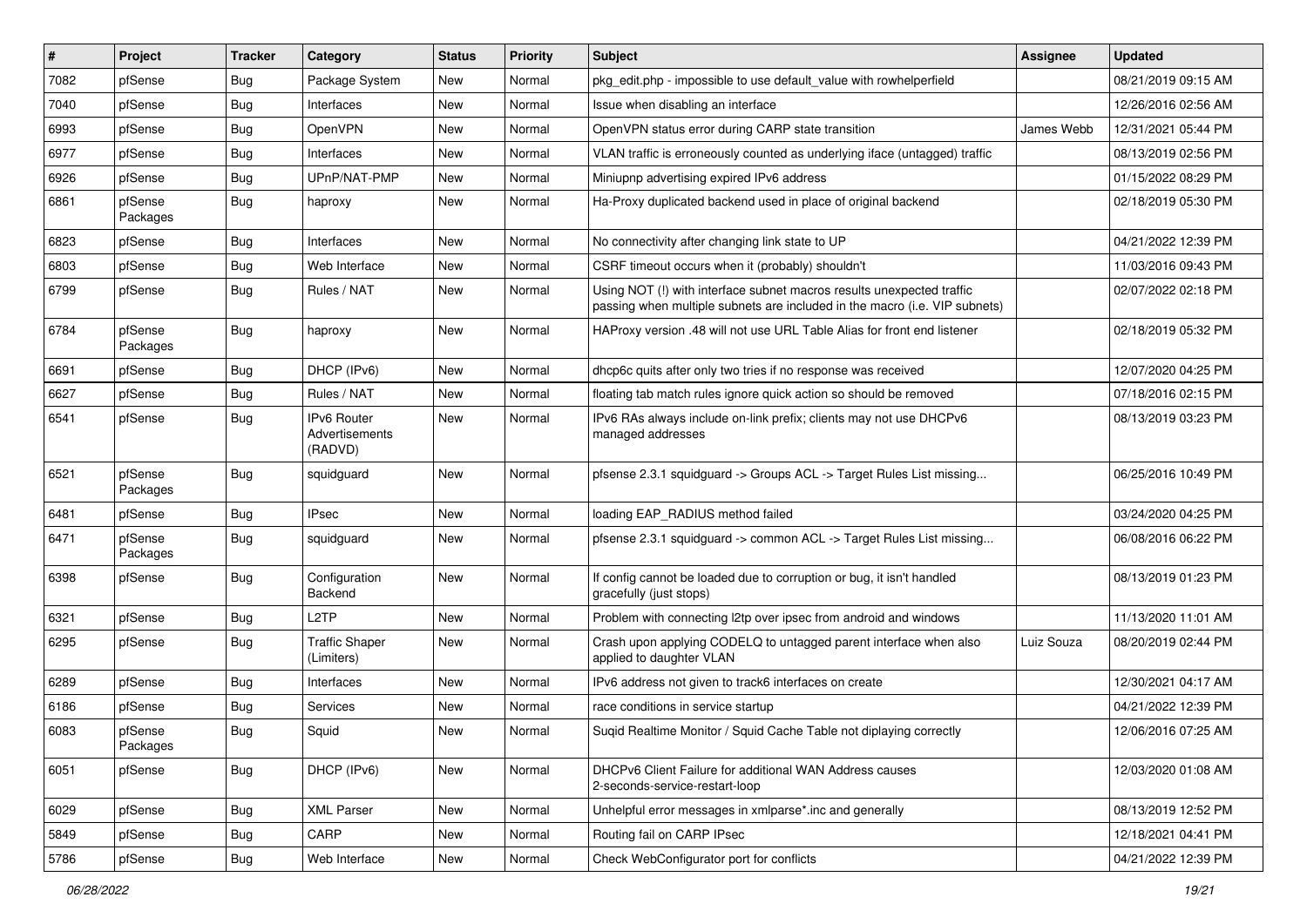| # | Project | Tracker | Category | Status | Priority | Subject | Assignee | Updated |
|---|---|---|---|---|---|---|---|---|
| 7082 | pfSense | Bug | Package System | New | Normal | pkg_edit.php - impossible to use default_value with rowhelperfield | | 08/21/2019 09:15 AM |
| 7040 | pfSense | Bug | Interfaces | New | Normal | Issue when disabling an interface | | 12/26/2016 02:56 AM |
| 6993 | pfSense | Bug | OpenVPN | New | Normal | OpenVPN status error during CARP state transition | James Webb | 12/31/2021 05:44 PM |
| 6977 | pfSense | Bug | Interfaces | New | Normal | VLAN traffic is erroneously counted as underlying iface (untagged) traffic | | 08/13/2019 02:56 PM |
| 6926 | pfSense | Bug | UPnP/NAT-PMP | New | Normal | Miniupnp advertising expired IPv6 address | | 01/15/2022 08:29 PM |
| 6861 | pfSense Packages | Bug | haproxy | New | Normal | Ha-Proxy duplicated backend used in place of original backend | | 02/18/2019 05:30 PM |
| 6823 | pfSense | Bug | Interfaces | New | Normal | No connectivity after changing link state to UP | | 04/21/2022 12:39 PM |
| 6803 | pfSense | Bug | Web Interface | New | Normal | CSRF timeout occurs when it (probably) shouldn't | | 11/03/2016 09:43 PM |
| 6799 | pfSense | Bug | Rules / NAT | New | Normal | Using NOT (!) with interface subnet macros results unexpected traffic passing when multiple subnets are included in the macro (i.e. VIP subnets) | | 02/07/2022 02:18 PM |
| 6784 | pfSense Packages | Bug | haproxy | New | Normal | HAProxy version .48 will not use URL Table Alias for front end listener | | 02/18/2019 05:32 PM |
| 6691 | pfSense | Bug | DHCP (IPv6) | New | Normal | dhcp6c quits after only two tries if no response was received | | 12/07/2020 04:25 PM |
| 6627 | pfSense | Bug | Rules / NAT | New | Normal | floating tab match rules ignore quick action so should be removed | | 07/18/2016 02:15 PM |
| 6541 | pfSense | Bug | IPv6 Router Advertisements (RADVD) | New | Normal | IPv6 RAs always include on-link prefix; clients may not use DHCPv6 managed addresses | | 08/13/2019 03:23 PM |
| 6521 | pfSense Packages | Bug | squidguard | New | Normal | pfsense 2.3.1 squidguard -> Groups ACL -> Target Rules List missing... | | 06/25/2016 10:49 PM |
| 6481 | pfSense | Bug | IPsec | New | Normal | loading EAP_RADIUS method failed | | 03/24/2020 04:25 PM |
| 6471 | pfSense Packages | Bug | squidguard | New | Normal | pfsense 2.3.1 squidguard -> common ACL -> Target Rules List missing... | | 06/08/2016 06:22 PM |
| 6398 | pfSense | Bug | Configuration Backend | New | Normal | If config cannot be loaded due to corruption or bug, it isn't handled gracefully (just stops) | | 08/13/2019 01:23 PM |
| 6321 | pfSense | Bug | L2TP | New | Normal | Problem with connecting l2tp over ipsec from android and windows | | 11/13/2020 11:01 AM |
| 6295 | pfSense | Bug | Traffic Shaper (Limiters) | New | Normal | Crash upon applying CODELQ to untagged parent interface when also applied to daughter VLAN | Luiz Souza | 08/20/2019 02:44 PM |
| 6289 | pfSense | Bug | Interfaces | New | Normal | IPv6 address not given to track6 interfaces on create | | 12/30/2021 04:17 AM |
| 6186 | pfSense | Bug | Services | New | Normal | race conditions in service startup | | 04/21/2022 12:39 PM |
| 6083 | pfSense Packages | Bug | Squid | New | Normal | Suqid Realtime Monitor / Squid Cache Table not diplaying correctly | | 12/06/2016 07:25 AM |
| 6051 | pfSense | Bug | DHCP (IPv6) | New | Normal | DHCPv6 Client Failure for additional WAN Address causes 2-seconds-service-restart-loop | | 12/03/2020 01:08 AM |
| 6029 | pfSense | Bug | XML Parser | New | Normal | Unhelpful error messages in xmlparse*.inc and generally | | 08/13/2019 12:52 PM |
| 5849 | pfSense | Bug | CARP | New | Normal | Routing fail on CARP IPsec | | 12/18/2021 04:41 PM |
| 5786 | pfSense | Bug | Web Interface | New | Normal | Check WebConfigurator port for conflicts | | 04/21/2022 12:39 PM |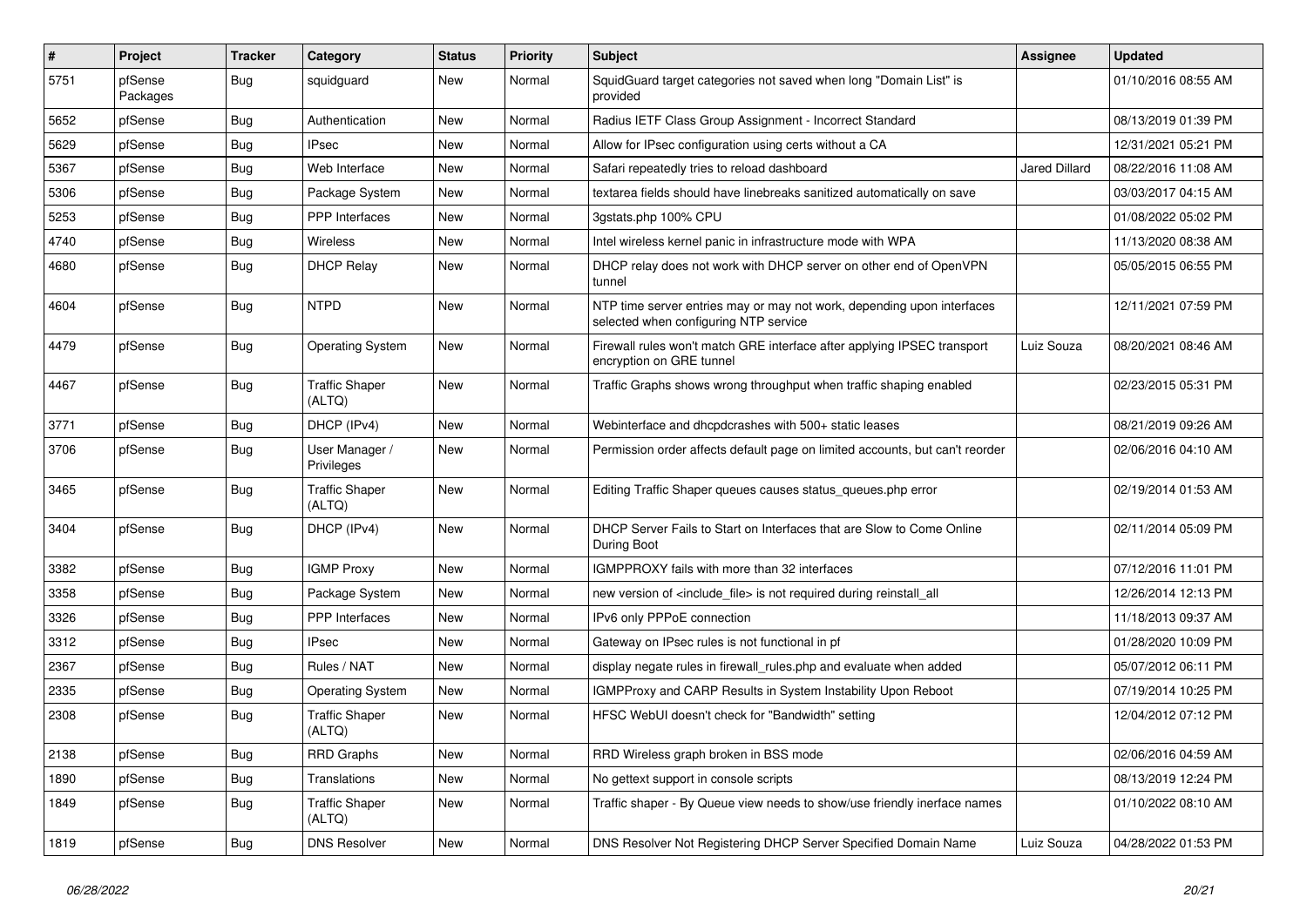| # | Project | Tracker | Category | Status | Priority | Subject | Assignee | Updated |
|---|---|---|---|---|---|---|---|---|
| 5751 | pfSense Packages | Bug | squidguard | New | Normal | SquidGuard target categories not saved when long "Domain List" is provided | | 01/10/2016 08:55 AM |
| 5652 | pfSense | Bug | Authentication | New | Normal | Radius IETF Class Group Assignment - Incorrect Standard | | 08/13/2019 01:39 PM |
| 5629 | pfSense | Bug | IPsec | New | Normal | Allow for IPsec configuration using certs without a CA | | 12/31/2021 05:21 PM |
| 5367 | pfSense | Bug | Web Interface | New | Normal | Safari repeatedly tries to reload dashboard | Jared Dillard | 08/22/2016 11:08 AM |
| 5306 | pfSense | Bug | Package System | New | Normal | textarea fields should have linebreaks sanitized automatically on save | | 03/03/2017 04:15 AM |
| 5253 | pfSense | Bug | PPP Interfaces | New | Normal | 3gstats.php 100% CPU | | 01/08/2022 05:02 PM |
| 4740 | pfSense | Bug | Wireless | New | Normal | Intel wireless kernel panic in infrastructure mode with WPA | | 11/13/2020 08:38 AM |
| 4680 | pfSense | Bug | DHCP Relay | New | Normal | DHCP relay does not work with DHCP server on other end of OpenVPN tunnel | | 05/05/2015 06:55 PM |
| 4604 | pfSense | Bug | NTPD | New | Normal | NTP time server entries may or may not work, depending upon interfaces selected when configuring NTP service | | 12/11/2021 07:59 PM |
| 4479 | pfSense | Bug | Operating System | New | Normal | Firewall rules won't match GRE interface after applying IPSEC transport encryption on GRE tunnel | Luiz Souza | 08/20/2021 08:46 AM |
| 4467 | pfSense | Bug | Traffic Shaper (ALTQ) | New | Normal | Traffic Graphs shows wrong throughput when traffic shaping enabled | | 02/23/2015 05:31 PM |
| 3771 | pfSense | Bug | DHCP (IPv4) | New | Normal | Webinterface and dhcpdcrashes with 500+ static leases | | 08/21/2019 09:26 AM |
| 3706 | pfSense | Bug | User Manager / Privileges | New | Normal | Permission order affects default page on limited accounts, but can't reorder | | 02/06/2016 04:10 AM |
| 3465 | pfSense | Bug | Traffic Shaper (ALTQ) | New | Normal | Editing Traffic Shaper queues causes status_queues.php error | | 02/19/2014 01:53 AM |
| 3404 | pfSense | Bug | DHCP (IPv4) | New | Normal | DHCP Server Fails to Start on Interfaces that are Slow to Come Online During Boot | | 02/11/2014 05:09 PM |
| 3382 | pfSense | Bug | IGMP Proxy | New | Normal | IGMPPROXY fails with more than 32 interfaces | | 07/12/2016 11:01 PM |
| 3358 | pfSense | Bug | Package System | New | Normal | new version of <include_file> is not required during reinstall_all | | 12/26/2014 12:13 PM |
| 3326 | pfSense | Bug | PPP Interfaces | New | Normal | IPv6 only PPPoE connection | | 11/18/2013 09:37 AM |
| 3312 | pfSense | Bug | IPsec | New | Normal | Gateway on IPsec rules is not functional in pf | | 01/28/2020 10:09 PM |
| 2367 | pfSense | Bug | Rules / NAT | New | Normal | display negate rules in firewall_rules.php and evaluate when added | | 05/07/2012 06:11 PM |
| 2335 | pfSense | Bug | Operating System | New | Normal | IGMPProxy and CARP Results in System Instability Upon Reboot | | 07/19/2014 10:25 PM |
| 2308 | pfSense | Bug | Traffic Shaper (ALTQ) | New | Normal | HFSC WebUI doesn't check for "Bandwidth" setting | | 12/04/2012 07:12 PM |
| 2138 | pfSense | Bug | RRD Graphs | New | Normal | RRD Wireless graph broken in BSS mode | | 02/06/2016 04:59 AM |
| 1890 | pfSense | Bug | Translations | New | Normal | No gettext support in console scripts | | 08/13/2019 12:24 PM |
| 1849 | pfSense | Bug | Traffic Shaper (ALTQ) | New | Normal | Traffic shaper - By Queue view needs to show/use friendly inerface names | | 01/10/2022 08:10 AM |
| 1819 | pfSense | Bug | DNS Resolver | New | Normal | DNS Resolver Not Registering DHCP Server Specified Domain Name | Luiz Souza | 04/28/2022 01:53 PM |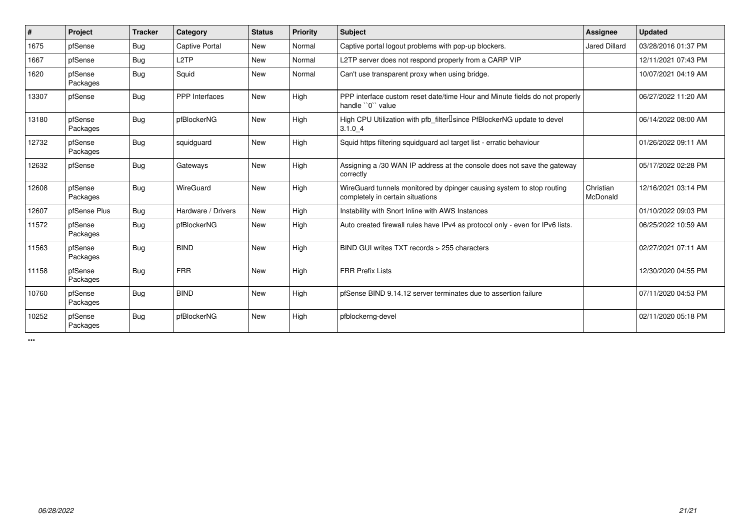| # | Project | Tracker | Category | Status | Priority | Subject | Assignee | Updated |
|---|---|---|---|---|---|---|---|---|
| 1675 | pfSense | Bug | Captive Portal | New | Normal | Captive portal logout problems with pop-up blockers. | Jared Dillard | 03/28/2016 01:37 PM |
| 1667 | pfSense | Bug | L2TP | New | Normal | L2TP server does not respond properly from a CARP VIP | | 12/11/2021 07:43 PM |
| 1620 | pfSense Packages | Bug | Squid | New | Normal | Can't use transparent proxy when using bridge. | | 10/07/2021 04:19 AM |
| 13307 | pfSense | Bug | PPP Interfaces | New | High | PPP interface custom reset date/time Hour and Minute fields do not properly handle ``0`` value | | 06/27/2022 11:20 AM |
| 13180 | pfSense Packages | Bug | pfBlockerNG | New | High | High CPU Utilization with pfb_filter since PfBlockerNG update to devel 3.1.0_4 | | 06/14/2022 08:00 AM |
| 12732 | pfSense Packages | Bug | squidguard | New | High | Squid https filtering squidguard acl target list - erratic behaviour | | 01/26/2022 09:11 AM |
| 12632 | pfSense | Bug | Gateways | New | High | Assigning a /30 WAN IP address at the console does not save the gateway correctly | | 05/17/2022 02:28 PM |
| 12608 | pfSense Packages | Bug | WireGuard | New | High | WireGuard tunnels monitored by dpinger causing system to stop routing completely in certain situations | Christian McDonald | 12/16/2021 03:14 PM |
| 12607 | pfSense Plus | Bug | Hardware / Drivers | New | High | Instability with Snort Inline with AWS Instances | | 01/10/2022 09:03 PM |
| 11572 | pfSense Packages | Bug | pfBlockerNG | New | High | Auto created firewall rules have IPv4 as protocol only - even for IPv6 lists. | | 06/25/2022 10:59 AM |
| 11563 | pfSense Packages | Bug | BIND | New | High | BIND GUI writes TXT records > 255 characters | | 02/27/2021 07:11 AM |
| 11158 | pfSense Packages | Bug | FRR | New | High | FRR Prefix Lists | | 12/30/2020 04:55 PM |
| 10760 | pfSense Packages | Bug | BIND | New | High | pfSense BIND 9.14.12 server terminates due to assertion failure | | 07/11/2020 04:53 PM |
| 10252 | pfSense Packages | Bug | pfBlockerNG | New | High | pfblockerng-devel | | 02/11/2020 05:18 PM |

...